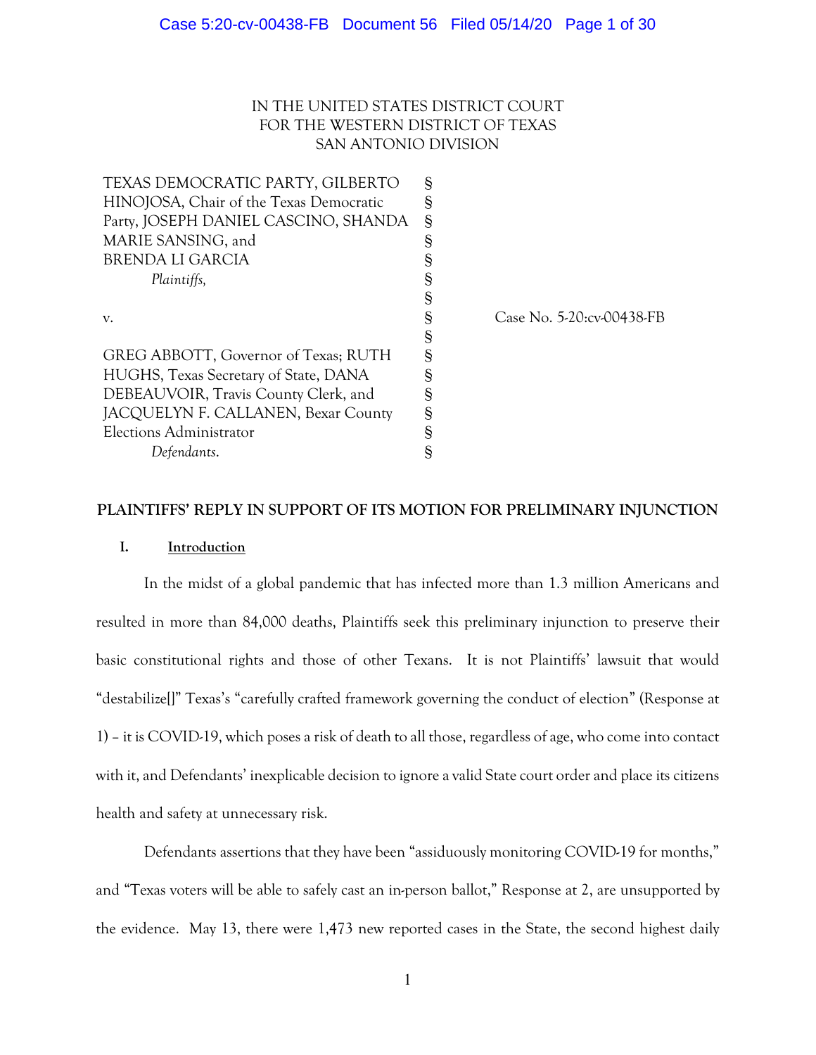IN THE UNITED STATES DISTRICT COURT
FOR THE WESTERN DISTRICT OF TEXAS
SAN ANTONIO DIVISION

| | | |
|---|---|---|
| TEXAS DEMOCRATIC PARTY, GILBERTO HINOJOSA, Chair of the Texas Democratic Party, JOSEPH DANIEL CASCINO, SHANDA MARIE SANSING, and BRENDA LI GARCIA<br>*Plaintiffs,* | § | |
| v. | § | Case No. 5-20:cv-00438-FB |
| GREG ABBOTT, Governor of Texas; RUTH HUGHS, Texas Secretary of State, DANA DEBEAUVOIR, Travis County Clerk, and JACQUELYN F. CALLANEN, Bexar County Elections Administrator<br>*Defendants.* | § | |

**PLAINTIFFS' REPLY IN SUPPORT OF ITS MOTION FOR PRELIMINARY INJUNCTION**

## I. Introduction

In the midst of a global pandemic that has infected more than 1.3 million Americans and resulted in more than 84,000 deaths, Plaintiffs seek this preliminary injunction to preserve their basic constitutional rights and those of other Texans. It is not Plaintiffs' lawsuit that would "destabilize[]" Texas's "carefully crafted framework governing the conduct of election" (Response at 1) – it is COVID-19, which poses a risk of death to all those, regardless of age, who come into contact with it, and Defendants' inexplicable decision to ignore a valid State court order and place its citizens health and safety at unnecessary risk.

Defendants assertions that they have been "assiduously monitoring COVID-19 for months," and "Texas voters will be able to safely cast an in-person ballot," Response at 2, are unsupported by the evidence. May 13, there were 1,473 new reported cases in the State, the second highest daily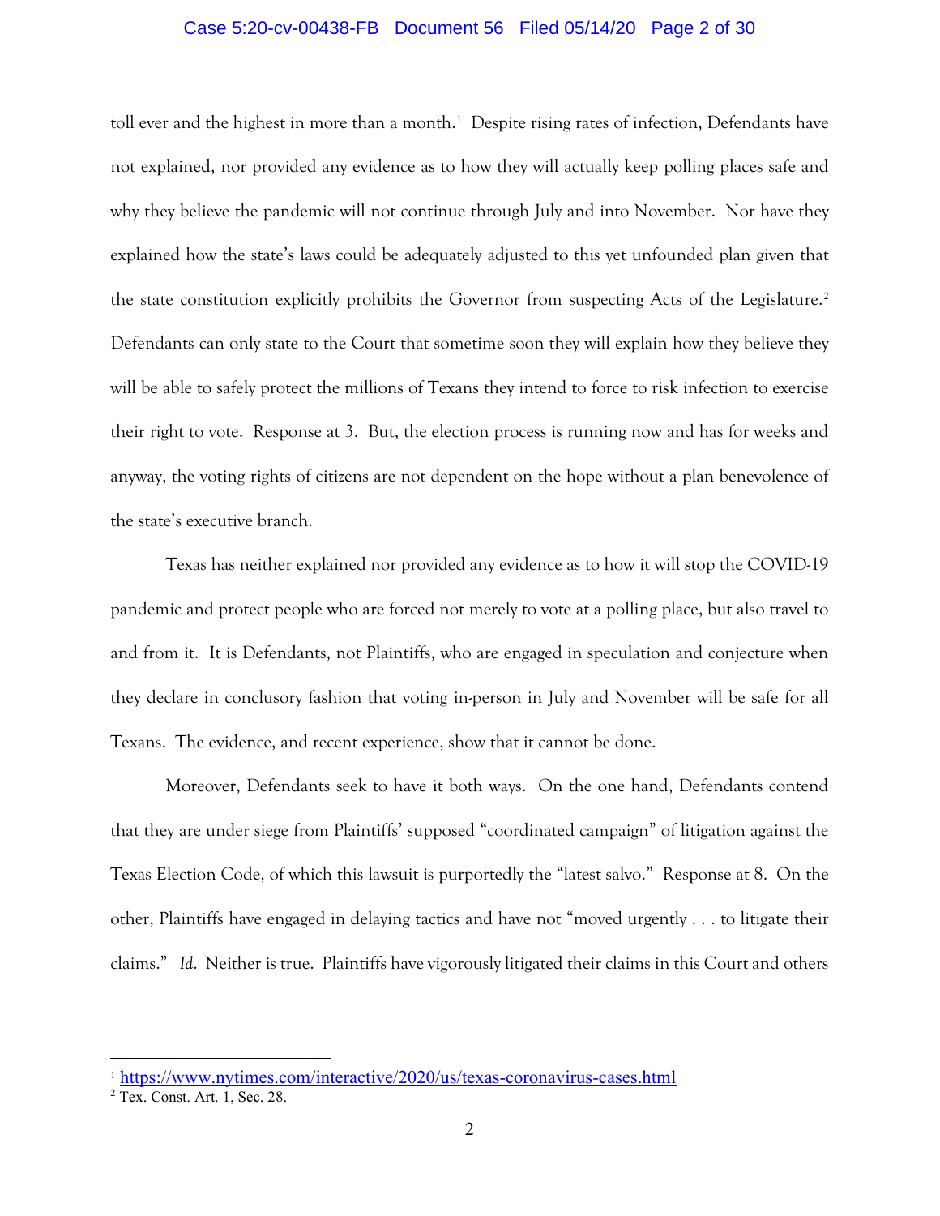toll ever and the highest in more than a month.[1] Despite rising rates of infection, Defendants have not explained, nor provided any evidence as to how they will actually keep polling places safe and why they believe the pandemic will not continue through July and into November. Nor have they explained how the state's laws could be adequately adjusted to this yet unfounded plan given that the state constitution explicitly prohibits the Governor from suspecting Acts of the Legislature.[2] Defendants can only state to the Court that sometime soon they will explain how they believe they will be able to safely protect the millions of Texans they intend to force to risk infection to exercise their right to vote. Response at 3. But, the election process is running now and has for weeks and anyway, the voting rights of citizens are not dependent on the hope without a plan benevolence of the state's executive branch.

Texas has neither explained nor provided any evidence as to how it will stop the COVID-19 pandemic and protect people who are forced not merely to vote at a polling place, but also travel to and from it. It is Defendants, not Plaintiffs, who are engaged in speculation and conjecture when they declare in conclusory fashion that voting in-person in July and November will be safe for all Texans. The evidence, and recent experience, show that it cannot be done.

Moreover, Defendants seek to have it both ways. On the one hand, Defendants contend that they are under siege from Plaintiffs' supposed "coordinated campaign" of litigation against the Texas Election Code, of which this lawsuit is purportedly the "latest salvo." Response at 8. On the other, Plaintiffs have engaged in delaying tactics and have not "moved urgently . . . to litigate their claims." *Id.* Neither is true. Plaintiffs have vigorously litigated their claims in this Court and others

---

[1] https://www.nytimes.com/interactive/2020/us/texas-coronavirus-cases.html

[2] Tex. Const. Art. 1, Sec. 28.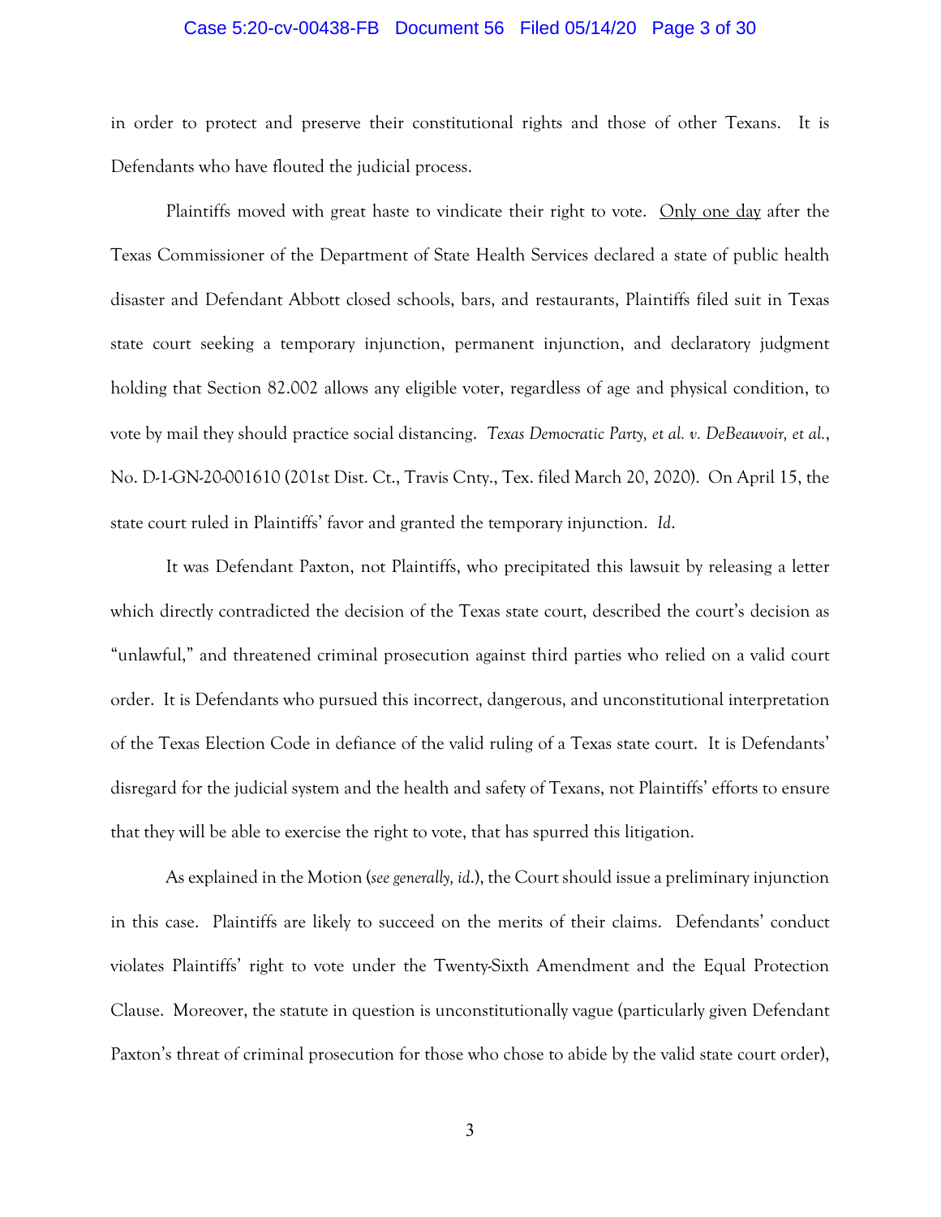in order to protect and preserve their constitutional rights and those of other Texans. It is Defendants who have flouted the judicial process.

Plaintiffs moved with great haste to vindicate their right to vote. <u>Only one day</u> after the Texas Commissioner of the Department of State Health Services declared a state of public health disaster and Defendant Abbott closed schools, bars, and restaurants, Plaintiffs filed suit in Texas state court seeking a temporary injunction, permanent injunction, and declaratory judgment holding that Section 82.002 allows any eligible voter, regardless of age and physical condition, to vote by mail they should practice social distancing. *Texas Democratic Party, et al. v. DeBeauvoir, et al.*, No. D-1-GN-20-001610 (201st Dist. Ct., Travis Cnty., Tex. filed March 20, 2020). On April 15, the state court ruled in Plaintiffs' favor and granted the temporary injunction. *Id*.

It was Defendant Paxton, not Plaintiffs, who precipitated this lawsuit by releasing a letter which directly contradicted the decision of the Texas state court, described the court's decision as "unlawful," and threatened criminal prosecution against third parties who relied on a valid court order. It is Defendants who pursued this incorrect, dangerous, and unconstitutional interpretation of the Texas Election Code in defiance of the valid ruling of a Texas state court. It is Defendants' disregard for the judicial system and the health and safety of Texans, not Plaintiffs' efforts to ensure that they will be able to exercise the right to vote, that has spurred this litigation.

As explained in the Motion (*see generally, id.*), the Court should issue a preliminary injunction in this case. Plaintiffs are likely to succeed on the merits of their claims. Defendants' conduct violates Plaintiffs' right to vote under the Twenty-Sixth Amendment and the Equal Protection Clause. Moreover, the statute in question is unconstitutionally vague (particularly given Defendant Paxton's threat of criminal prosecution for those who chose to abide by the valid state court order),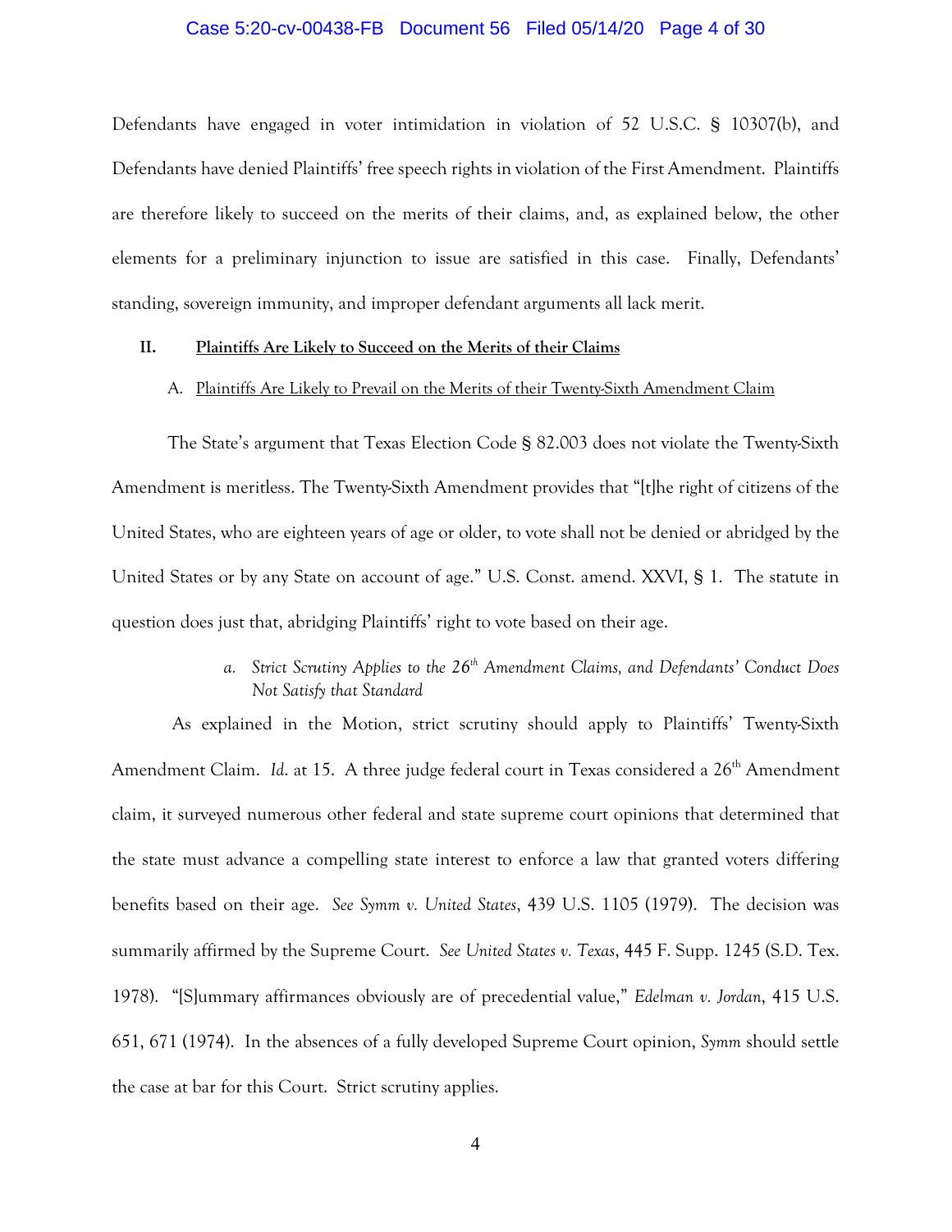Defendants have engaged in voter intimidation in violation of 52 U.S.C. § 10307(b), and Defendants have denied Plaintiffs' free speech rights in violation of the First Amendment. Plaintiffs are therefore likely to succeed on the merits of their claims, and, as explained below, the other elements for a preliminary injunction to issue are satisfied in this case. Finally, Defendants' standing, sovereign immunity, and improper defendant arguments all lack merit.

## II. Plaintiffs Are Likely to Succeed on the Merits of their Claims

### A. Plaintiffs Are Likely to Prevail on the Merits of their Twenty-Sixth Amendment Claim

The State's argument that Texas Election Code § 82.003 does not violate the Twenty-Sixth Amendment is meritless. The Twenty-Sixth Amendment provides that "[t]he right of citizens of the United States, who are eighteen years of age or older, to vote shall not be denied or abridged by the United States or by any State on account of age." U.S. Const. amend. XXVI, § 1. The statute in question does just that, abridging Plaintiffs' right to vote based on their age.

#### *a. Strict Scrutiny Applies to the 26th Amendment Claims, and Defendants' Conduct Does Not Satisfy that Standard*

As explained in the Motion, strict scrutiny should apply to Plaintiffs' Twenty-Sixth Amendment Claim. *Id.* at 15. A three judge federal court in Texas considered a 26th Amendment claim, it surveyed numerous other federal and state supreme court opinions that determined that the state must advance a compelling state interest to enforce a law that granted voters differing benefits based on their age. *See Symm v. United States*, 439 U.S. 1105 (1979). The decision was summarily affirmed by the Supreme Court. *See United States v. Texas*, 445 F. Supp. 1245 (S.D. Tex. 1978). "[S]ummary affirmances obviously are of precedential value," *Edelman v. Jordan*, 415 U.S. 651, 671 (1974). In the absences of a fully developed Supreme Court opinion, *Symm* should settle the case at bar for this Court. Strict scrutiny applies.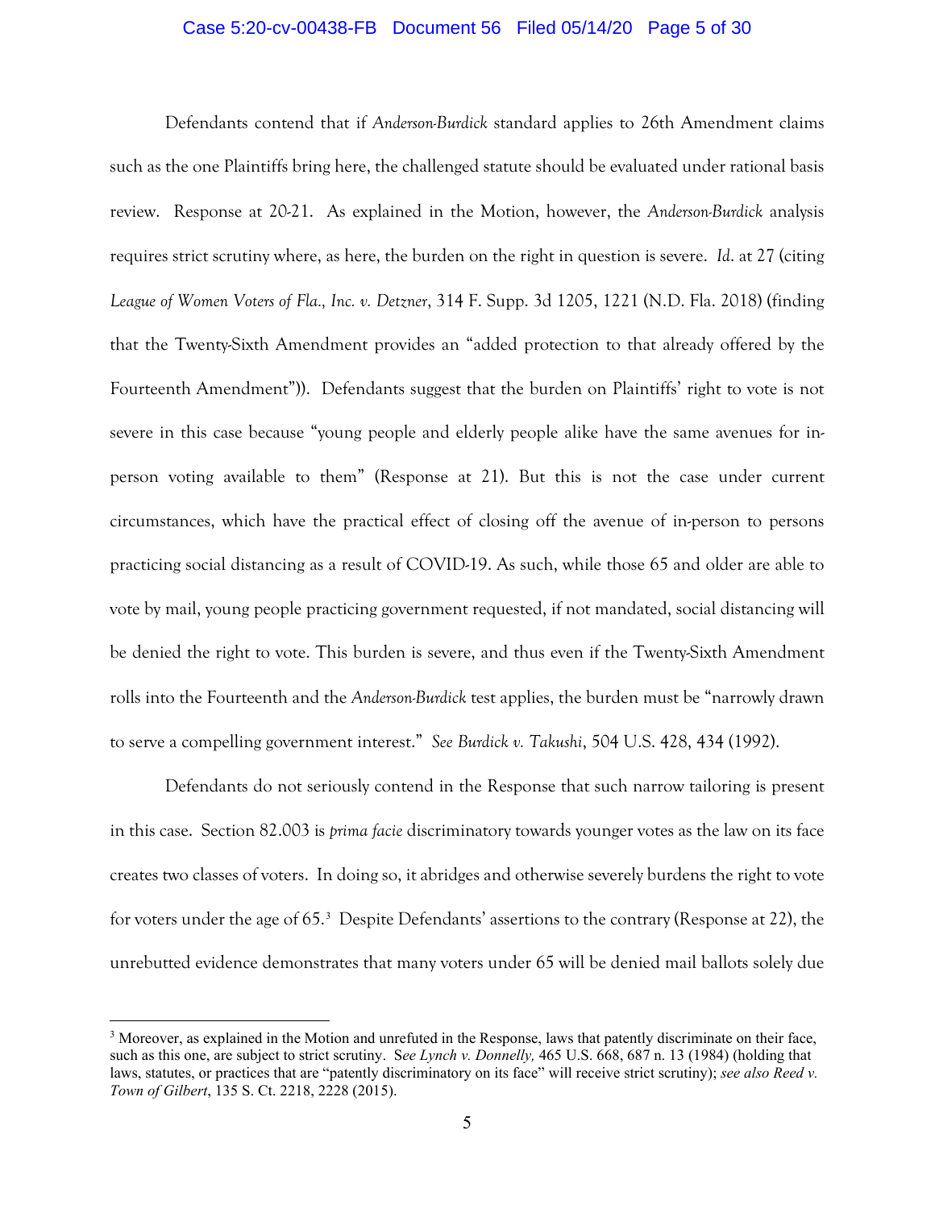Defendants contend that if *Anderson-Burdick* standard applies to 26th Amendment claims such as the one Plaintiffs bring here, the challenged statute should be evaluated under rational basis review. Response at 20-21. As explained in the Motion, however, the *Anderson-Burdick* analysis requires strict scrutiny where, as here, the burden on the right in question is severe. *Id*. at 27 (citing *League of Women Voters of Fla., Inc. v. Detzner*, 314 F. Supp. 3d 1205, 1221 (N.D. Fla. 2018) (finding that the Twenty-Sixth Amendment provides an "added protection to that already offered by the Fourteenth Amendment")). Defendants suggest that the burden on Plaintiffs' right to vote is not severe in this case because "young people and elderly people alike have the same avenues for in-person voting available to them" (Response at 21). But this is not the case under current circumstances, which have the practical effect of closing off the avenue of in-person to persons practicing social distancing as a result of COVID-19. As such, while those 65 and older are able to vote by mail, young people practicing government requested, if not mandated, social distancing will be denied the right to vote. This burden is severe, and thus even if the Twenty-Sixth Amendment rolls into the Fourteenth and the *Anderson-Burdick* test applies, the burden must be "narrowly drawn to serve a compelling government interest." *See Burdick v. Takushi*, 504 U.S. 428, 434 (1992).

Defendants do not seriously contend in the Response that such narrow tailoring is present in this case. Section 82.003 is *prima facie* discriminatory towards younger votes as the law on its face creates two classes of voters. In doing so, it abridges and otherwise severely burdens the right to vote for voters under the age of 65.[3] Despite Defendants' assertions to the contrary (Response at 22), the unrebutted evidence demonstrates that many voters under 65 will be denied mail ballots solely due

[3] Moreover, as explained in the Motion and unrefuted in the Response, laws that patently discriminate on their face, such as this one, are subject to strict scrutiny. S*ee Lynch v. Donnelly,* 465 U.S. 668, 687 n. 13 (1984) (holding that laws, statutes, or practices that are "patently discriminatory on its face" will receive strict scrutiny); *see also Reed v. Town of Gilbert*, 135 S. Ct. 2218, 2228 (2015).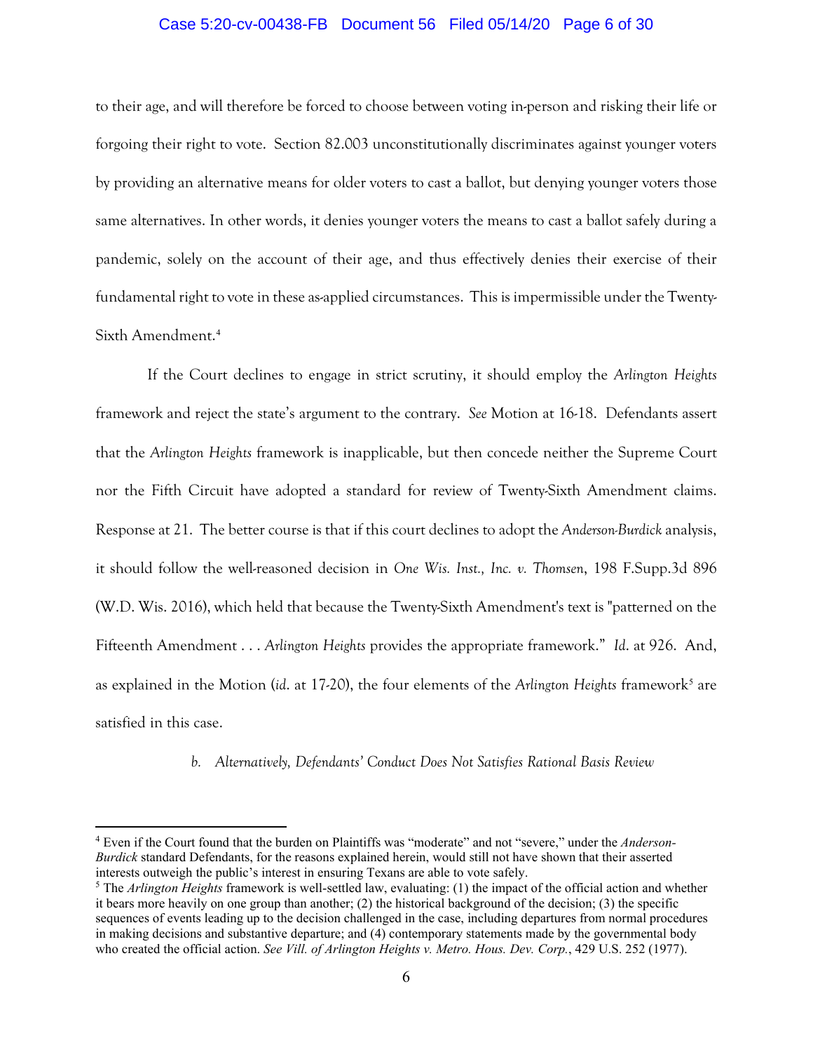to their age, and will therefore be forced to choose between voting in-person and risking their life or forgoing their right to vote. Section 82.003 unconstitutionally discriminates against younger voters by providing an alternative means for older voters to cast a ballot, but denying younger voters those same alternatives. In other words, it denies younger voters the means to cast a ballot safely during a pandemic, solely on the account of their age, and thus effectively denies their exercise of their fundamental right to vote in these as-applied circumstances. This is impermissible under the Twenty-Sixth Amendment.[4]

If the Court declines to engage in strict scrutiny, it should employ the *Arlington Heights* framework and reject the state's argument to the contrary. *See* Motion at 16-18. Defendants assert that the *Arlington Heights* framework is inapplicable, but then concede neither the Supreme Court nor the Fifth Circuit have adopted a standard for review of Twenty-Sixth Amendment claims. Response at 21. The better course is that if this court declines to adopt the *Anderson-Burdick* analysis, it should follow the well-reasoned decision in *One Wis. Inst., Inc. v. Thomsen*, 198 F.Supp.3d 896 (W.D. Wis. 2016), which held that because the Twenty-Sixth Amendment's text is "patterned on the Fifteenth Amendment . . . *Arlington Heights* provides the appropriate framework." *Id*. at 926. And, as explained in the Motion (*id*. at 17-20), the four elements of the *Arlington Heights* framework[5] are satisfied in this case.

### *b. Alternatively, Defendants' Conduct Does Not Satisfies Rational Basis Review*

---

[4] Even if the Court found that the burden on Plaintiffs was "moderate" and not "severe," under the *Anderson-Burdick* standard Defendants, for the reasons explained herein, would still not have shown that their asserted interests outweigh the public's interest in ensuring Texans are able to vote safely.

[5] The *Arlington Heights* framework is well-settled law, evaluating: (1) the impact of the official action and whether it bears more heavily on one group than another; (2) the historical background of the decision; (3) the specific sequences of events leading up to the decision challenged in the case, including departures from normal procedures in making decisions and substantive departure; and (4) contemporary statements made by the governmental body who created the official action. *See Vill. of Arlington Heights v. Metro. Hous. Dev. Corp.*, 429 U.S. 252 (1977).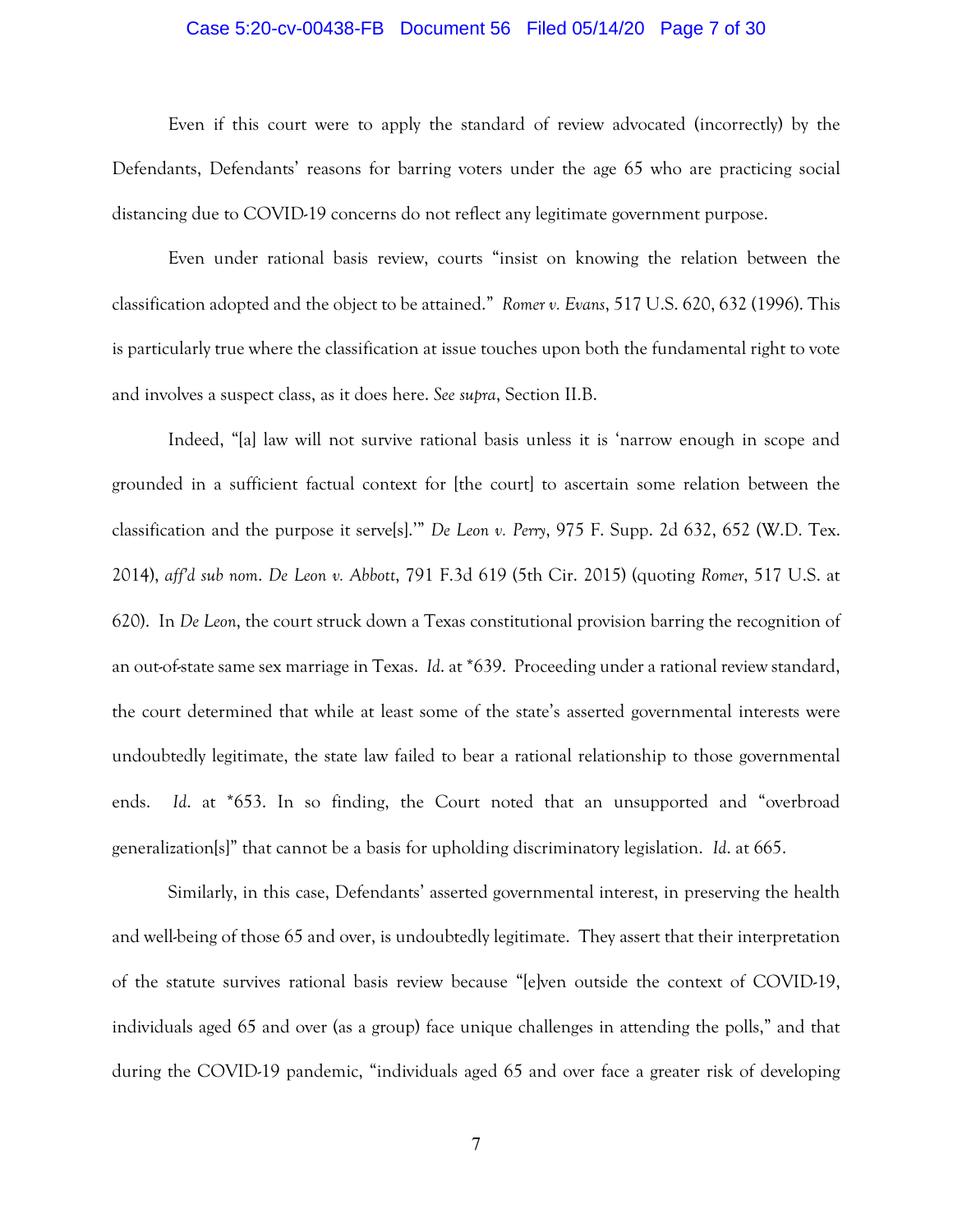Even if this court were to apply the standard of review advocated (incorrectly) by the Defendants, Defendants' reasons for barring voters under the age 65 who are practicing social distancing due to COVID-19 concerns do not reflect any legitimate government purpose.

Even under rational basis review, courts "insist on knowing the relation between the classification adopted and the object to be attained." *Romer v. Evans*, 517 U.S. 620, 632 (1996). This is particularly true where the classification at issue touches upon both the fundamental right to vote and involves a suspect class, as it does here. *See supra*, Section II.B.

Indeed, "[a] law will not survive rational basis unless it is 'narrow enough in scope and grounded in a sufficient factual context for [the court] to ascertain some relation between the classification and the purpose it serve[s].'" *De Leon v. Perry*, 975 F. Supp. 2d 632, 652 (W.D. Tex. 2014), *aff'd sub nom*. *De Leon v. Abbott*, 791 F.3d 619 (5th Cir. 2015) (quoting *Romer*, 517 U.S. at 620). In *De Leon*, the court struck down a Texas constitutional provision barring the recognition of an out-of-state same sex marriage in Texas. *Id*. at *639. Proceeding under a rational review standard, the court determined that while at least some of the state's asserted governmental interests were undoubtedly legitimate, the state law failed to bear a rational relationship to those governmental ends. *Id*. at *653. In so finding, the Court noted that an unsupported and "overbroad generalization[s]" that cannot be a basis for upholding discriminatory legislation. *Id*. at 665.

Similarly, in this case, Defendants' asserted governmental interest, in preserving the health and well-being of those 65 and over, is undoubtedly legitimate. They assert that their interpretation of the statute survives rational basis review because "[e]ven outside the context of COVID-19, individuals aged 65 and over (as a group) face unique challenges in attending the polls," and that during the COVID-19 pandemic, "individuals aged 65 and over face a greater risk of developing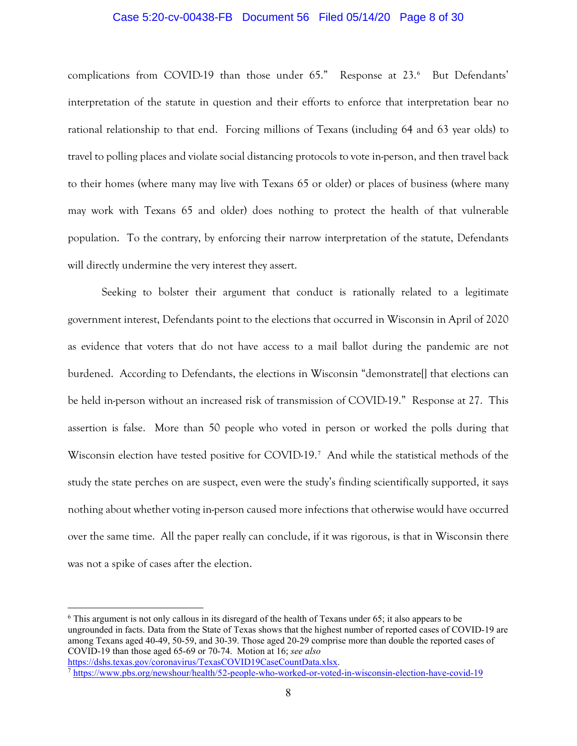complications from COVID-19 than those under 65." Response at 23.[6] But Defendants' interpretation of the statute in question and their efforts to enforce that interpretation bear no rational relationship to that end. Forcing millions of Texans (including 64 and 63 year olds) to travel to polling places and violate social distancing protocols to vote in-person, and then travel back to their homes (where many may live with Texans 65 or older) or places of business (where many may work with Texans 65 and older) does nothing to protect the health of that vulnerable population. To the contrary, by enforcing their narrow interpretation of the statute, Defendants will directly undermine the very interest they assert.

Seeking to bolster their argument that conduct is rationally related to a legitimate government interest, Defendants point to the elections that occurred in Wisconsin in April of 2020 as evidence that voters that do not have access to a mail ballot during the pandemic are not burdened. According to Defendants, the elections in Wisconsin "demonstrate[] that elections can be held in-person without an increased risk of transmission of COVID-19." Response at 27. This assertion is false. More than 50 people who voted in person or worked the polls during that Wisconsin election have tested positive for COVID-19.[7] And while the statistical methods of the study the state perches on are suspect, even were the study's finding scientifically supported, it says nothing about whether voting in-person caused more infections that otherwise would have occurred over the same time. All the paper really can conclude, if it was rigorous, is that in Wisconsin there was not a spike of cases after the election.

---

[6] This argument is not only callous in its disregard of the health of Texans under 65; it also appears to be ungrounded in facts. Data from the State of Texas shows that the highest number of reported cases of COVID-19 are among Texans aged 40-49, 50-59, and 30-39. Those aged 20-29 comprise more than double the reported cases of COVID-19 than those aged 65-69 or 70-74. Motion at 16; *see also* https://dshs.texas.gov/coronavirus/TexasCOVID19CaseCountData.xlsx.

[7] https://www.pbs.org/newshour/health/52-people-who-worked-or-voted-in-wisconsin-election-have-covid-19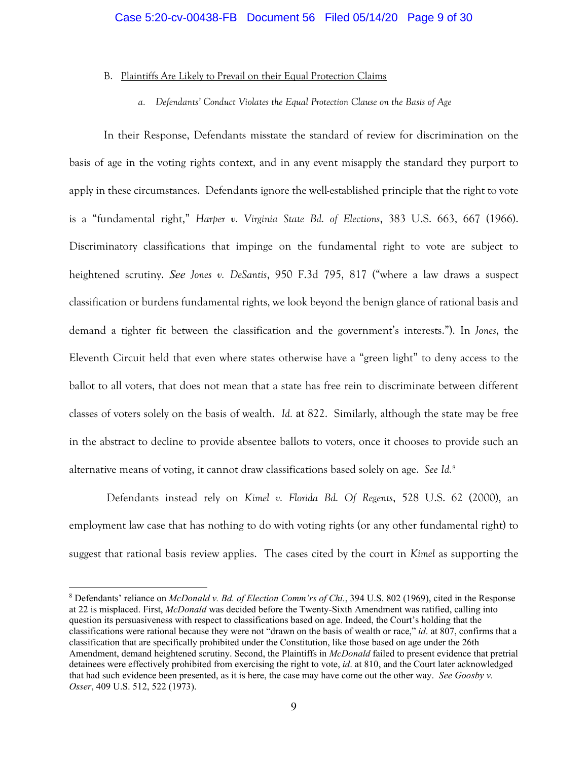### B. Plaintiffs Are Likely to Prevail on their Equal Protection Claims

#### a. *Defendants' Conduct Violates the Equal Protection Clause on the Basis of Age*

In their Response, Defendants misstate the standard of review for discrimination on the basis of age in the voting rights context, and in any event misapply the standard they purport to apply in these circumstances. Defendants ignore the well-established principle that the right to vote is a "fundamental right," *Harper v. Virginia State Bd. of Elections*, 383 U.S. 663, 667 (1966). Discriminatory classifications that impinge on the fundamental right to vote are subject to heightened scrutiny. *See Jones v. DeSantis*, 950 F.3d 795, 817 ("where a law draws a suspect classification or burdens fundamental rights, we look beyond the benign glance of rational basis and demand a tighter fit between the classification and the government's interests."). In *Jones*, the Eleventh Circuit held that even where states otherwise have a "green light" to deny access to the ballot to all voters, that does not mean that a state has free rein to discriminate between different classes of voters solely on the basis of wealth. *Id.* at 822. Similarly, although the state may be free in the abstract to decline to provide absentee ballots to voters, once it chooses to provide such an alternative means of voting, it cannot draw classifications based solely on age. *See Id.*[8]

Defendants instead rely on *Kimel v. Florida Bd. Of Regents*, 528 U.S. 62 (2000), an employment law case that has nothing to do with voting rights (or any other fundamental right) to suggest that rational basis review applies. The cases cited by the court in *Kimel* as supporting the

---

[8] Defendants' reliance on *McDonald v. Bd. of Election Comm'rs of Chi.*, 394 U.S. 802 (1969), cited in the Response at 22 is misplaced. First, *McDonald* was decided before the Twenty-Sixth Amendment was ratified, calling into question its persuasiveness with respect to classifications based on age. Indeed, the Court's holding that the classifications were rational because they were not "drawn on the basis of wealth or race," *id*. at 807, confirms that a classification that are specifically prohibited under the Constitution, like those based on age under the 26th Amendment, demand heightened scrutiny. Second, the Plaintiffs in *McDonald* failed to present evidence that pretrial detainees were effectively prohibited from exercising the right to vote, *id*. at 810, and the Court later acknowledged that had such evidence been presented, as it is here, the case may have come out the other way. *See Goosby v. Osser*, 409 U.S. 512, 522 (1973).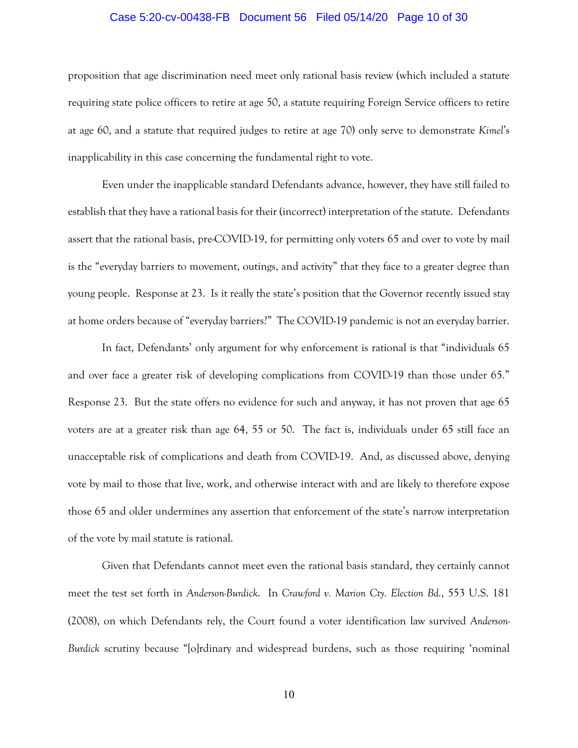proposition that age discrimination need meet only rational basis review (which included a statute requiring state police officers to retire at age 50, a statute requiring Foreign Service officers to retire at age 60, and a statute that required judges to retire at age 70) only serve to demonstrate *Kimel*'s inapplicability in this case concerning the fundamental right to vote.

Even under the inapplicable standard Defendants advance, however, they have still failed to establish that they have a rational basis for their (incorrect) interpretation of the statute. Defendants assert that the rational basis, pre-COVID-19, for permitting only voters 65 and over to vote by mail is the "everyday barriers to movement, outings, and activity" that they face to a greater degree than young people. Response at 23. Is it really the state's position that the Governor recently issued stay at home orders because of "everyday barriers?" The COVID-19 pandemic is not an everyday barrier.

In fact, Defendants' only argument for why enforcement is rational is that "individuals 65 and over face a greater risk of developing complications from COVID-19 than those under 65." Response 23. But the state offers no evidence for such and anyway, it has not proven that age 65 voters are at a greater risk than age 64, 55 or 50. The fact is, individuals under 65 still face an unacceptable risk of complications and death from COVID-19. And, as discussed above, denying vote by mail to those that live, work, and otherwise interact with and are likely to therefore expose those 65 and older undermines any assertion that enforcement of the state's narrow interpretation of the vote by mail statute is rational.

Given that Defendants cannot meet even the rational basis standard, they certainly cannot meet the test set forth in *Anderson-Burdick*. In *Crawford v. Marion Cty. Election Bd.*, 553 U.S. 181 (2008), on which Defendants rely, the Court found a voter identification law survived *Anderson-Burdick* scrutiny because "[o]rdinary and widespread burdens, such as those requiring 'nominal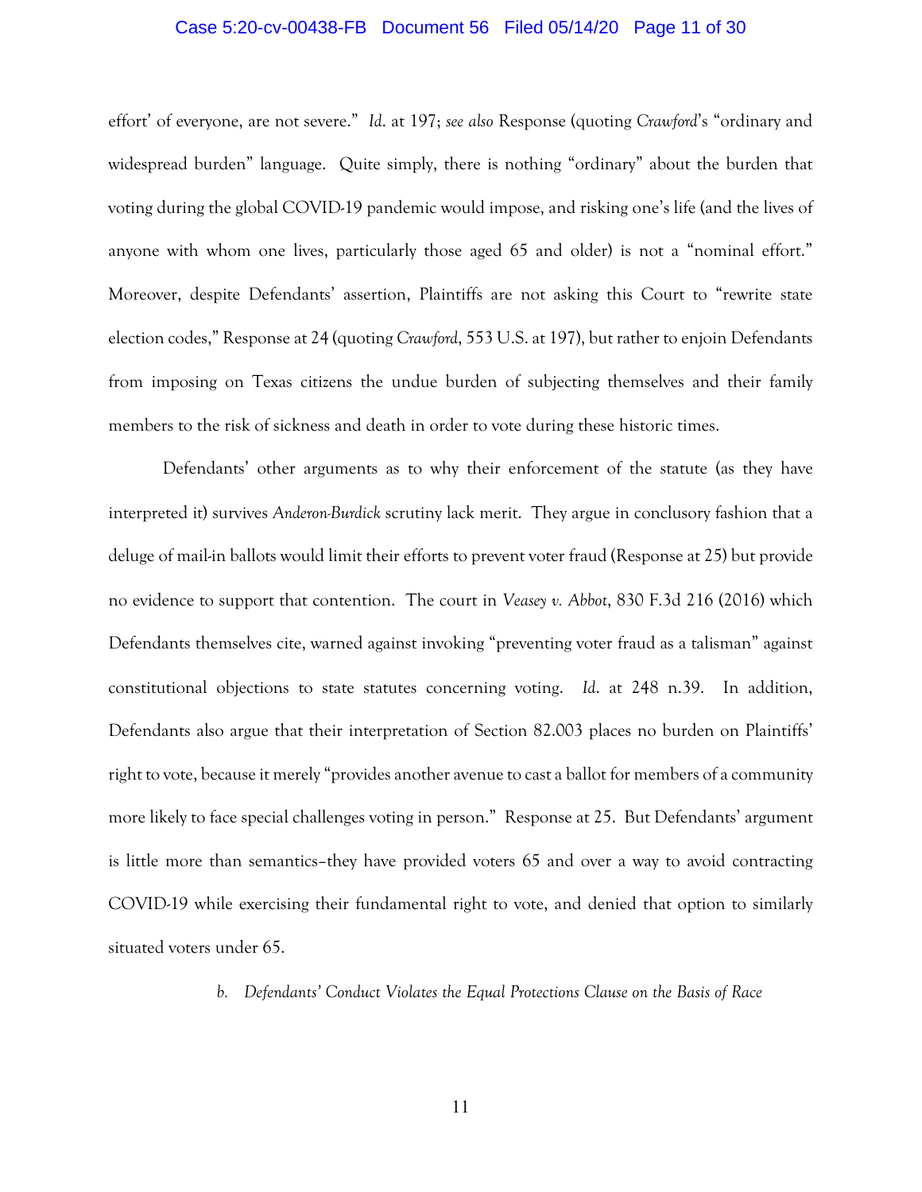effort' of everyone, are not severe." *Id.* at 197; *see also* Response (quoting *Crawford*'s "ordinary and widespread burden" language. Quite simply, there is nothing "ordinary" about the burden that voting during the global COVID-19 pandemic would impose, and risking one's life (and the lives of anyone with whom one lives, particularly those aged 65 and older) is not a "nominal effort." Moreover, despite Defendants' assertion, Plaintiffs are not asking this Court to "rewrite state election codes," Response at 24 (quoting *Crawford*, 553 U.S. at 197), but rather to enjoin Defendants from imposing on Texas citizens the undue burden of subjecting themselves and their family members to the risk of sickness and death in order to vote during these historic times.

Defendants' other arguments as to why their enforcement of the statute (as they have interpreted it) survives *Anderon-Burdick* scrutiny lack merit. They argue in conclusory fashion that a deluge of mail-in ballots would limit their efforts to prevent voter fraud (Response at 25) but provide no evidence to support that contention. The court in *Veasey v. Abbot*, 830 F.3d 216 (2016) which Defendants themselves cite, warned against invoking "preventing voter fraud as a talisman" against constitutional objections to state statutes concerning voting. *Id.* at 248 n.39. In addition, Defendants also argue that their interpretation of Section 82.003 places no burden on Plaintiffs' right to vote, because it merely "provides another avenue to cast a ballot for members of a community more likely to face special challenges voting in person." Response at 25. But Defendants' argument is little more than semantics–they have provided voters 65 and over a way to avoid contracting COVID-19 while exercising their fundamental right to vote, and denied that option to similarly situated voters under 65.

*b. Defendants' Conduct Violates the Equal Protections Clause on the Basis of Race*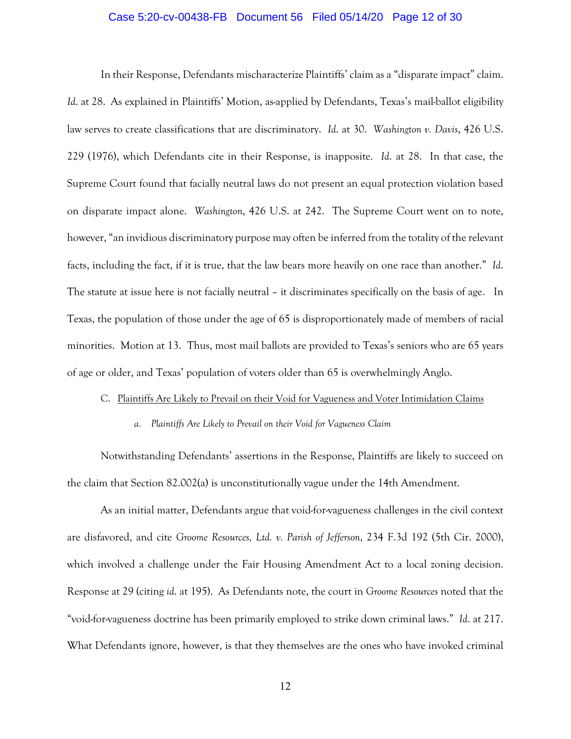In their Response, Defendants mischaracterize Plaintiffs' claim as a "disparate impact" claim. *Id.* at 28. As explained in Plaintiffs' Motion, as-applied by Defendants, Texas's mail-ballot eligibility law serves to create classifications that are discriminatory. *Id.* at 30. *Washington v. Davis*, 426 U.S. 229 (1976), which Defendants cite in their Response, is inapposite. *Id.* at 28. In that case, the Supreme Court found that facially neutral laws do not present an equal protection violation based on disparate impact alone. *Washington*, 426 U.S. at 242. The Supreme Court went on to note, however, "an invidious discriminatory purpose may often be inferred from the totality of the relevant facts, including the fact, if it is true, that the law bears more heavily on one race than another." *Id.* The statute at issue here is not facially neutral – it discriminates specifically on the basis of age. In Texas, the population of those under the age of 65 is disproportionately made of members of racial minorities. Motion at 13. Thus, most mail ballots are provided to Texas's seniors who are 65 years of age or older, and Texas' population of voters older than 65 is overwhelmingly Anglo.

C. <u>Plaintiffs Are Likely to Prevail on their Void for Vagueness and Voter Intimidation Claims</u>

*a. Plaintiffs Are Likely to Prevail on their Void for Vagueness Claim*

Notwithstanding Defendants' assertions in the Response, Plaintiffs are likely to succeed on the claim that Section 82.002(a) is unconstitutionally vague under the 14th Amendment.

As an initial matter, Defendants argue that void-for-vagueness challenges in the civil context are disfavored, and cite *Groome Resources, Ltd. v. Parish of Jefferson*, 234 F.3d 192 (5th Cir. 2000), which involved a challenge under the Fair Housing Amendment Act to a local zoning decision. Response at 29 (citing *id.* at 195). As Defendants note, the court in *Groome Resources* noted that the "void-for-vagueness doctrine has been primarily employed to strike down criminal laws." *Id.* at 217. What Defendants ignore, however, is that they themselves are the ones who have invoked criminal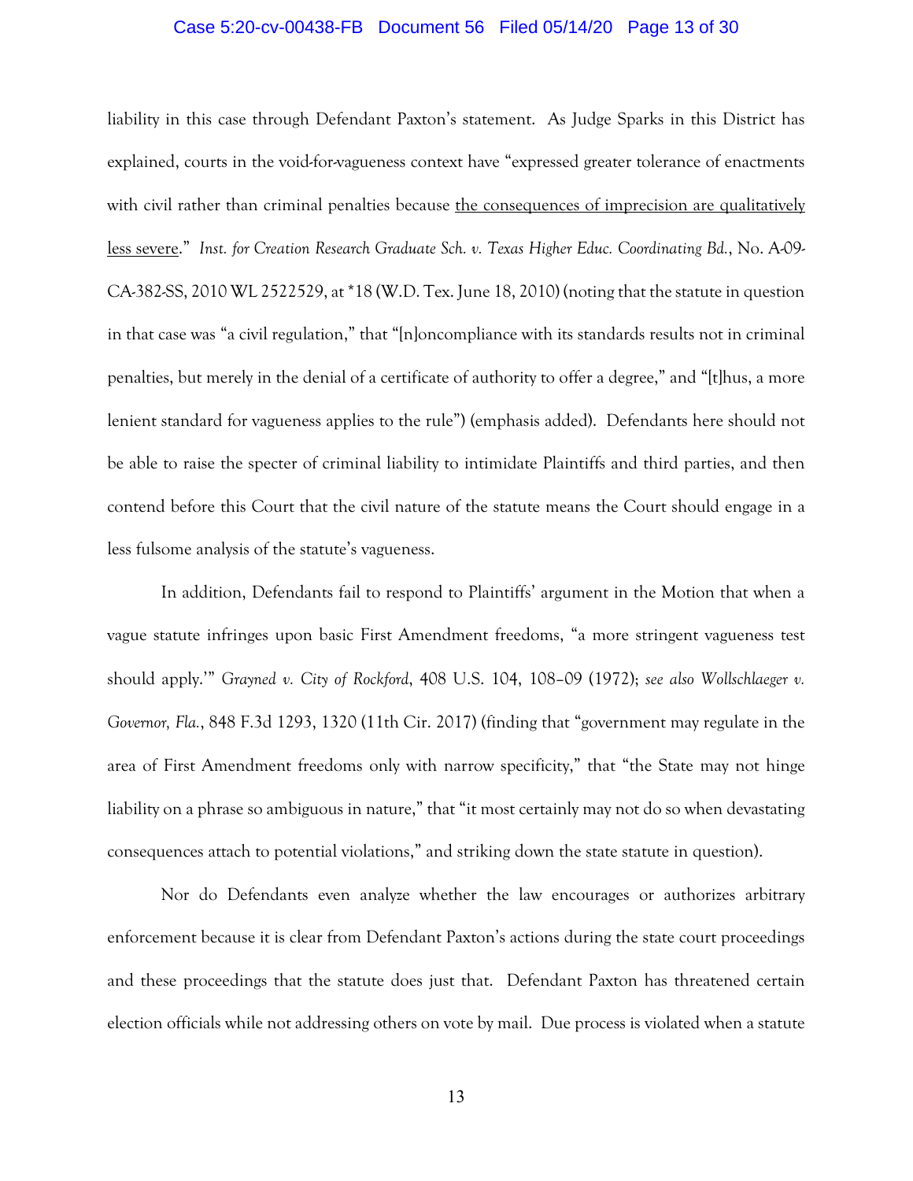liability in this case through Defendant Paxton's statement. As Judge Sparks in this District has explained, courts in the void-for-vagueness context have "expressed greater tolerance of enactments with civil rather than criminal penalties because <u>the consequences of imprecision are qualitatively less severe</u>." *Inst. for Creation Research Graduate Sch. v. Texas Higher Educ. Coordinating Bd.*, No. A-09-CA-382-SS, 2010 WL 2522529, at *18 (W.D. Tex. June 18, 2010) (noting that the statute in question in that case was "a civil regulation," that "[n]oncompliance with its standards results not in criminal penalties, but merely in the denial of a certificate of authority to offer a degree," and "[t]hus, a more lenient standard for vagueness applies to the rule") (emphasis added). Defendants here should not be able to raise the specter of criminal liability to intimidate Plaintiffs and third parties, and then contend before this Court that the civil nature of the statute means the Court should engage in a less fulsome analysis of the statute's vagueness.

In addition, Defendants fail to respond to Plaintiffs' argument in the Motion that when a vague statute infringes upon basic First Amendment freedoms, "a more stringent vagueness test should apply.'" *Grayned v. City of Rockford*, 408 U.S. 104, 108–09 (1972); *see also Wollschlaeger v. Governor, Fla.*, 848 F.3d 1293, 1320 (11th Cir. 2017) (finding that "government may regulate in the area of First Amendment freedoms only with narrow specificity," that "the State may not hinge liability on a phrase so ambiguous in nature," that "it most certainly may not do so when devastating consequences attach to potential violations," and striking down the state statute in question).

Nor do Defendants even analyze whether the law encourages or authorizes arbitrary enforcement because it is clear from Defendant Paxton's actions during the state court proceedings and these proceedings that the statute does just that. Defendant Paxton has threatened certain election officials while not addressing others on vote by mail. Due process is violated when a statute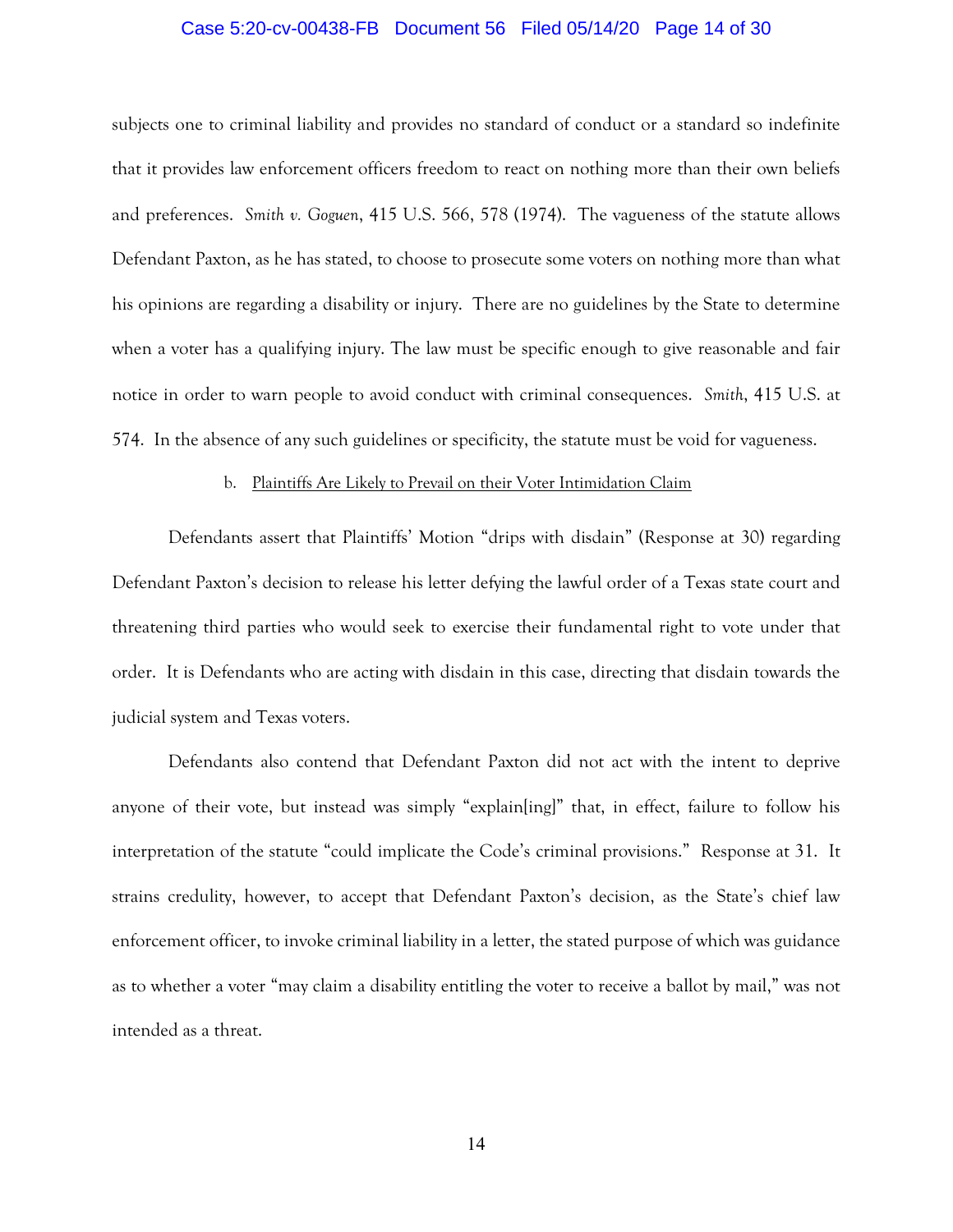subjects one to criminal liability and provides no standard of conduct or a standard so indefinite that it provides law enforcement officers freedom to react on nothing more than their own beliefs and preferences. *Smith v. Goguen*, 415 U.S. 566, 578 (1974). The vagueness of the statute allows Defendant Paxton, as he has stated, to choose to prosecute some voters on nothing more than what his opinions are regarding a disability or injury. There are no guidelines by the State to determine when a voter has a qualifying injury. The law must be specific enough to give reasonable and fair notice in order to warn people to avoid conduct with criminal consequences. *Smith*, 415 U.S. at 574. In the absence of any such guidelines or specificity, the statute must be void for vagueness.

b. Plaintiffs Are Likely to Prevail on their Voter Intimidation Claim

Defendants assert that Plaintiffs' Motion "drips with disdain" (Response at 30) regarding Defendant Paxton's decision to release his letter defying the lawful order of a Texas state court and threatening third parties who would seek to exercise their fundamental right to vote under that order. It is Defendants who are acting with disdain in this case, directing that disdain towards the judicial system and Texas voters.

Defendants also contend that Defendant Paxton did not act with the intent to deprive anyone of their vote, but instead was simply "explain[ing]" that, in effect, failure to follow his interpretation of the statute "could implicate the Code's criminal provisions." Response at 31. It strains credulity, however, to accept that Defendant Paxton's decision, as the State's chief law enforcement officer, to invoke criminal liability in a letter, the stated purpose of which was guidance as to whether a voter "may claim a disability entitling the voter to receive a ballot by mail," was not intended as a threat.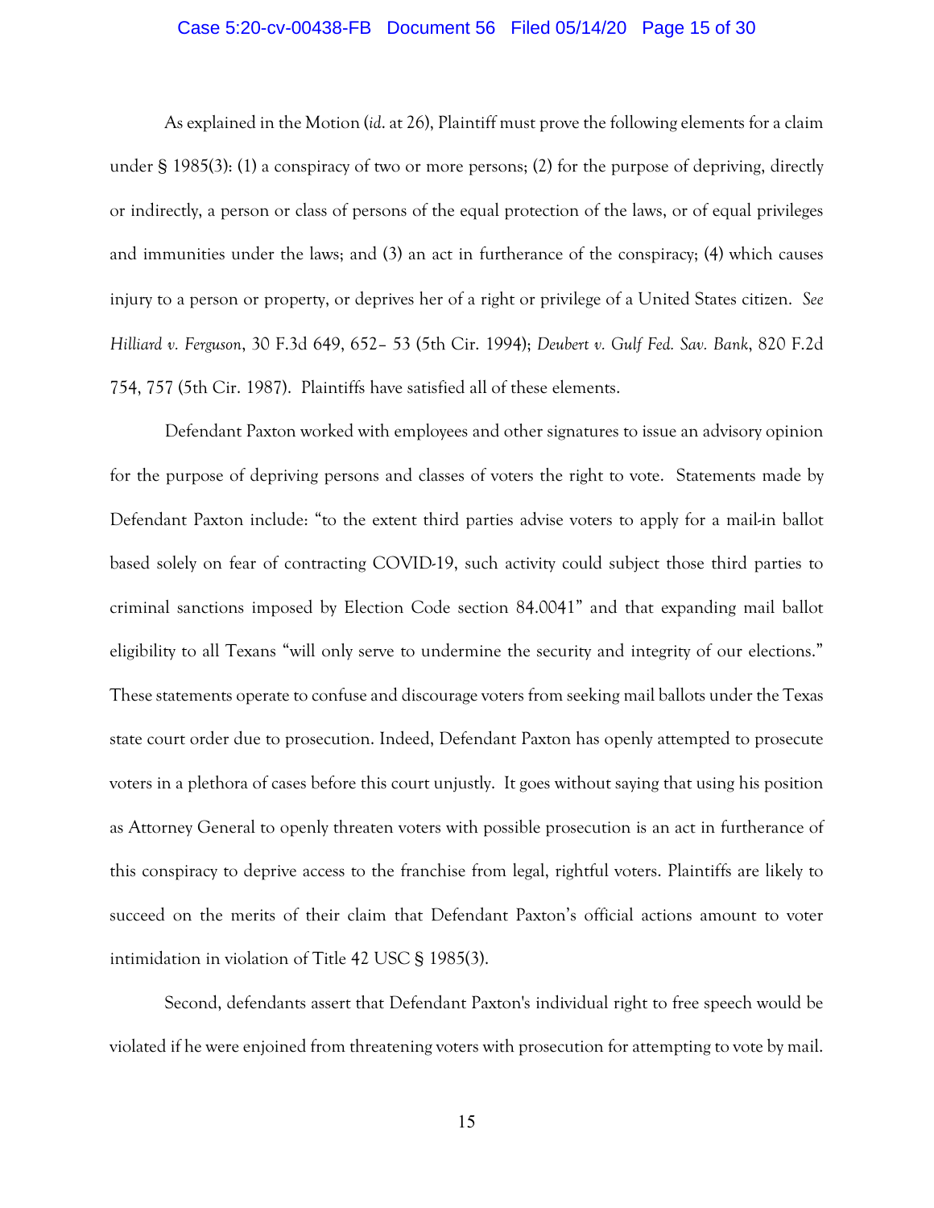As explained in the Motion (*id*. at 26), Plaintiff must prove the following elements for a claim under § 1985(3): (1) a conspiracy of two or more persons; (2) for the purpose of depriving, directly or indirectly, a person or class of persons of the equal protection of the laws, or of equal privileges and immunities under the laws; and (3) an act in furtherance of the conspiracy; (4) which causes injury to a person or property, or deprives her of a right or privilege of a United States citizen. *See Hilliard v. Ferguson*, 30 F.3d 649, 652– 53 (5th Cir. 1994); *Deubert v. Gulf Fed. Sav. Bank*, 820 F.2d 754, 757 (5th Cir. 1987). Plaintiffs have satisfied all of these elements.

Defendant Paxton worked with employees and other signatures to issue an advisory opinion for the purpose of depriving persons and classes of voters the right to vote. Statements made by Defendant Paxton include: "to the extent third parties advise voters to apply for a mail-in ballot based solely on fear of contracting COVID-19, such activity could subject those third parties to criminal sanctions imposed by Election Code section 84.0041" and that expanding mail ballot eligibility to all Texans "will only serve to undermine the security and integrity of our elections." These statements operate to confuse and discourage voters from seeking mail ballots under the Texas state court order due to prosecution. Indeed, Defendant Paxton has openly attempted to prosecute voters in a plethora of cases before this court unjustly. It goes without saying that using his position as Attorney General to openly threaten voters with possible prosecution is an act in furtherance of this conspiracy to deprive access to the franchise from legal, rightful voters. Plaintiffs are likely to succeed on the merits of their claim that Defendant Paxton's official actions amount to voter intimidation in violation of Title 42 USC § 1985(3).

Second, defendants assert that Defendant Paxton's individual right to free speech would be violated if he were enjoined from threatening voters with prosecution for attempting to vote by mail.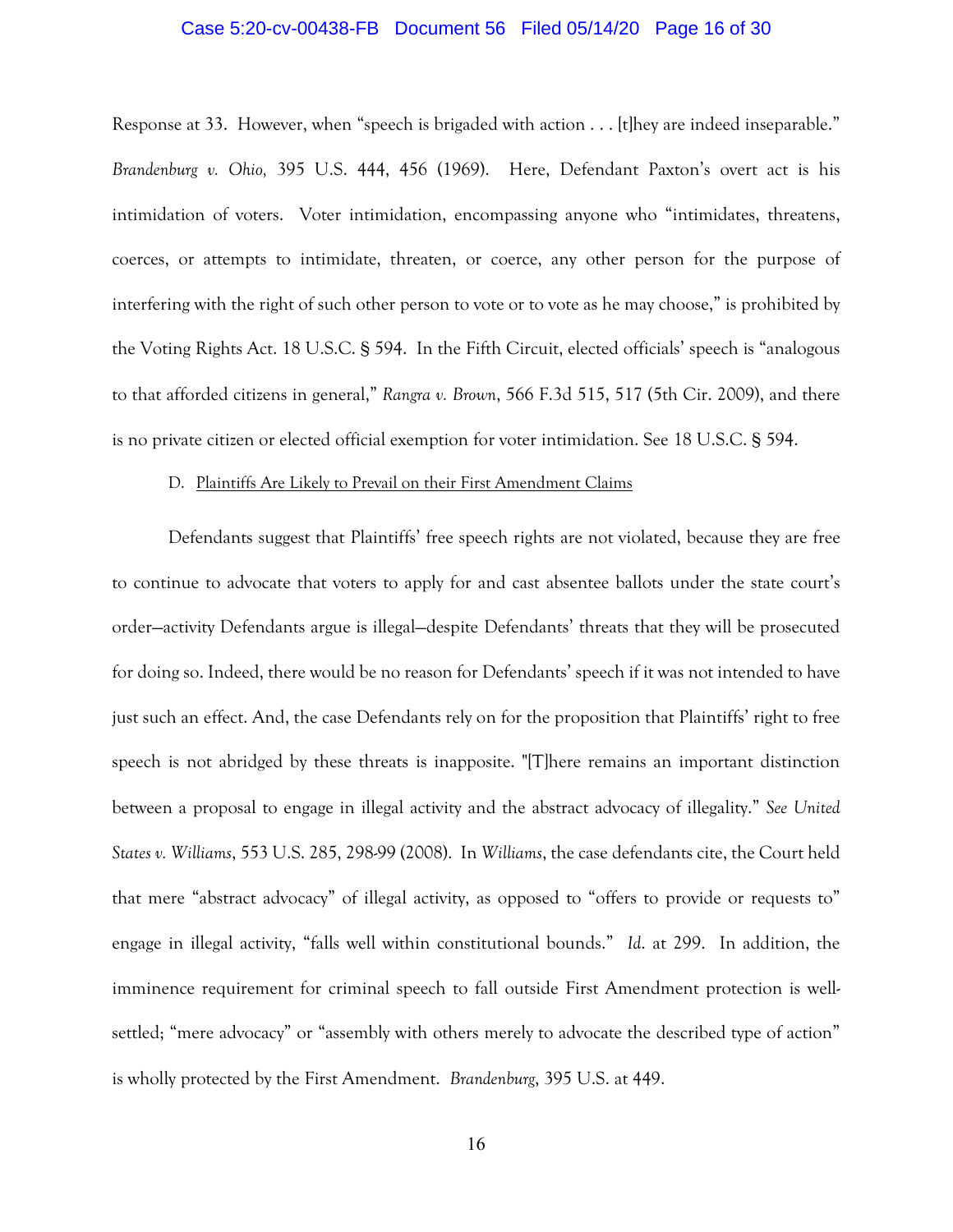Response at 33. However, when "speech is brigaded with action . . . [t]hey are indeed inseparable." *Brandenburg v. Ohio,* 395 U.S. 444, 456 (1969). Here, Defendant Paxton's overt act is his intimidation of voters. Voter intimidation, encompassing anyone who "intimidates, threatens, coerces, or attempts to intimidate, threaten, or coerce, any other person for the purpose of interfering with the right of such other person to vote or to vote as he may choose," is prohibited by the Voting Rights Act. 18 U.S.C. § 594. In the Fifth Circuit, elected officials' speech is "analogous to that afforded citizens in general," *Rangra v. Brown*, 566 F.3d 515, 517 (5th Cir. 2009), and there is no private citizen or elected official exemption for voter intimidation. See 18 U.S.C. § 594.

D. Plaintiffs Are Likely to Prevail on their First Amendment Claims

Defendants suggest that Plaintiffs' free speech rights are not violated, because they are free to continue to advocate that voters to apply for and cast absentee ballots under the state court's order—activity Defendants argue is illegal—despite Defendants' threats that they will be prosecuted for doing so. Indeed, there would be no reason for Defendants' speech if it was not intended to have just such an effect. And, the case Defendants rely on for the proposition that Plaintiffs' right to free speech is not abridged by these threats is inapposite. "[T]here remains an important distinction between a proposal to engage in illegal activity and the abstract advocacy of illegality." *See United States v. Williams*, 553 U.S. 285, 298-99 (2008). In *Williams*, the case defendants cite, the Court held that mere "abstract advocacy" of illegal activity, as opposed to "offers to provide or requests to" engage in illegal activity, "falls well within constitutional bounds." *Id.* at 299. In addition, the imminence requirement for criminal speech to fall outside First Amendment protection is well-settled; "mere advocacy" or "assembly with others merely to advocate the described type of action" is wholly protected by the First Amendment. *Brandenburg*, 395 U.S. at 449.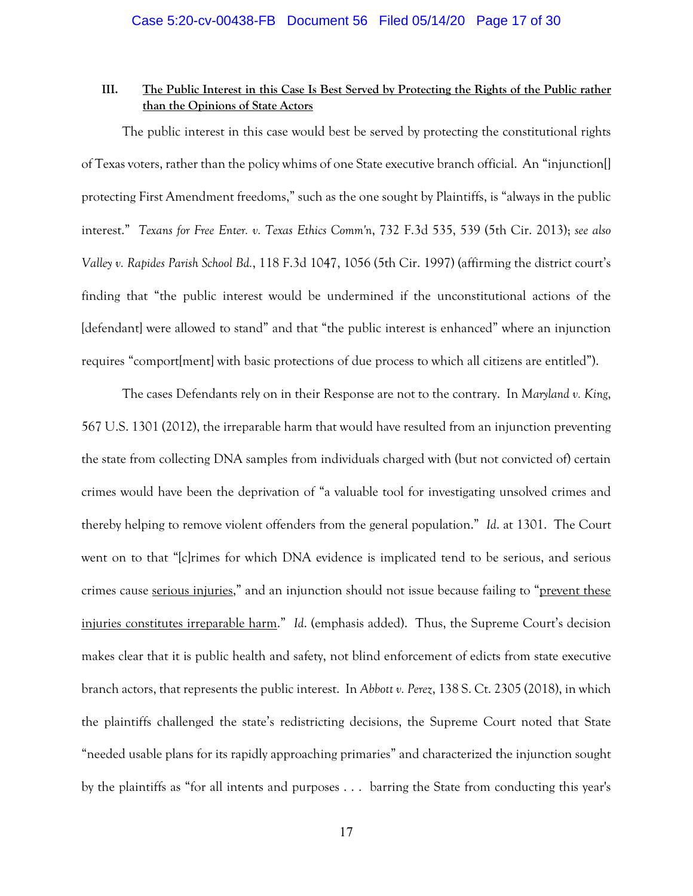### III. <u>The Public Interest in this Case Is Best Served by Protecting the Rights of the Public rather than the Opinions of State Actors</u>

The public interest in this case would best be served by protecting the constitutional rights of Texas voters, rather than the policy whims of one State executive branch official. An "injunction[] protecting First Amendment freedoms," such as the one sought by Plaintiffs, is "always in the public interest." *Texans for Free Enter. v. Texas Ethics Comm'n*, 732 F.3d 535, 539 (5th Cir. 2013); *see also Valley v. Rapides Parish School Bd.*, 118 F.3d 1047, 1056 (5th Cir. 1997) (affirming the district court's finding that "the public interest would be undermined if the unconstitutional actions of the [defendant] were allowed to stand" and that "the public interest is enhanced" where an injunction requires "comport[ment] with basic protections of due process to which all citizens are entitled").

The cases Defendants rely on in their Response are not to the contrary. In *Maryland v. King*, 567 U.S. 1301 (2012), the irreparable harm that would have resulted from an injunction preventing the state from collecting DNA samples from individuals charged with (but not convicted of) certain crimes would have been the deprivation of "a valuable tool for investigating unsolved crimes and thereby helping to remove violent offenders from the general population." *Id.* at 1301. The Court went on to that "[c]rimes for which DNA evidence is implicated tend to be serious, and serious crimes cause <u>serious injuries</u>," and an injunction should not issue because failing to "<u>prevent these injuries constitutes irreparable harm</u>." *Id.* (emphasis added). Thus, the Supreme Court's decision makes clear that it is public health and safety, not blind enforcement of edicts from state executive branch actors, that represents the public interest. In *Abbott v. Perez*, 138 S. Ct. 2305 (2018), in which the plaintiffs challenged the state's redistricting decisions, the Supreme Court noted that State "needed usable plans for its rapidly approaching primaries" and characterized the injunction sought by the plaintiffs as "for all intents and purposes . . . barring the State from conducting this year's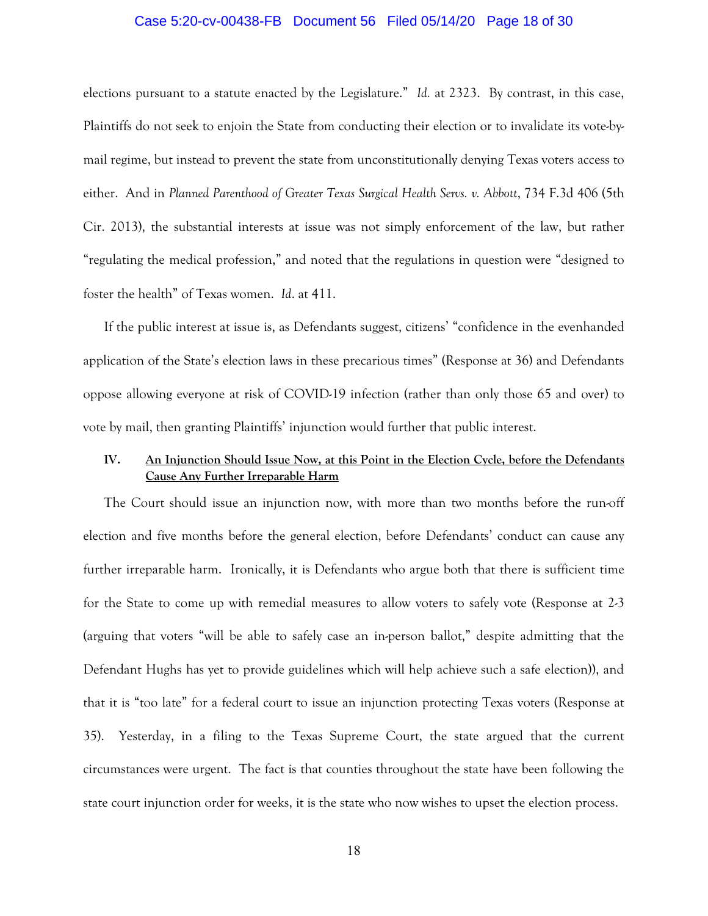elections pursuant to a statute enacted by the Legislature." *Id.* at 2323. By contrast, in this case, Plaintiffs do not seek to enjoin the State from conducting their election or to invalidate its vote-by-mail regime, but instead to prevent the state from unconstitutionally denying Texas voters access to either. And in *Planned Parenthood of Greater Texas Surgical Health Servs. v. Abbott*, 734 F.3d 406 (5th Cir. 2013), the substantial interests at issue was not simply enforcement of the law, but rather "regulating the medical profession," and noted that the regulations in question were "designed to foster the health" of Texas women. *Id*. at 411.

If the public interest at issue is, as Defendants suggest, citizens' "confidence in the evenhanded application of the State's election laws in these precarious times" (Response at 36) and Defendants oppose allowing everyone at risk of COVID-19 infection (rather than only those 65 and over) to vote by mail, then granting Plaintiffs' injunction would further that public interest.

## IV. <u>An Injunction Should Issue Now, at this Point in the Election Cycle, before the Defendants Cause Any Further Irreparable Harm</u>

The Court should issue an injunction now, with more than two months before the run-off election and five months before the general election, before Defendants' conduct can cause any further irreparable harm. Ironically, it is Defendants who argue both that there is sufficient time for the State to come up with remedial measures to allow voters to safely vote (Response at 2-3 (arguing that voters "will be able to safely case an in-person ballot," despite admitting that the Defendant Hughs has yet to provide guidelines which will help achieve such a safe election)), and that it is "too late" for a federal court to issue an injunction protecting Texas voters (Response at 35). Yesterday, in a filing to the Texas Supreme Court, the state argued that the current circumstances were urgent. The fact is that counties throughout the state have been following the state court injunction order for weeks, it is the state who now wishes to upset the election process.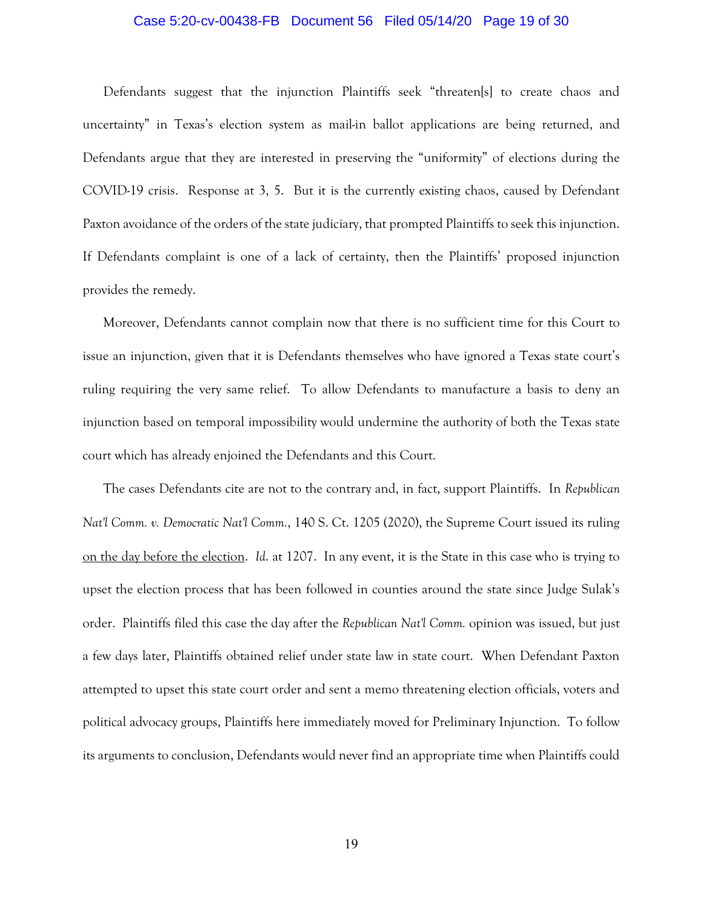Defendants suggest that the injunction Plaintiffs seek "threaten[s] to create chaos and uncertainty" in Texas's election system as mail-in ballot applications are being returned, and Defendants argue that they are interested in preserving the "uniformity" of elections during the COVID-19 crisis. Response at 3, 5. But it is the currently existing chaos, caused by Defendant Paxton avoidance of the orders of the state judiciary, that prompted Plaintiffs to seek this injunction. If Defendants complaint is one of a lack of certainty, then the Plaintiffs' proposed injunction provides the remedy.

Moreover, Defendants cannot complain now that there is no sufficient time for this Court to issue an injunction, given that it is Defendants themselves who have ignored a Texas state court's ruling requiring the very same relief. To allow Defendants to manufacture a basis to deny an injunction based on temporal impossibility would undermine the authority of both the Texas state court which has already enjoined the Defendants and this Court.

The cases Defendants cite are not to the contrary and, in fact, support Plaintiffs. In *Republican Nat'l Comm. v. Democratic Nat'l Comm.*, 140 S. Ct. 1205 (2020), the Supreme Court issued its ruling <u>on the day before the election</u>. *Id.* at 1207. In any event, it is the State in this case who is trying to upset the election process that has been followed in counties around the state since Judge Sulak's order. Plaintiffs filed this case the day after the *Republican Nat'l Comm.* opinion was issued, but just a few days later, Plaintiffs obtained relief under state law in state court. When Defendant Paxton attempted to upset this state court order and sent a memo threatening election officials, voters and political advocacy groups, Plaintiffs here immediately moved for Preliminary Injunction. To follow its arguments to conclusion, Defendants would never find an appropriate time when Plaintiffs could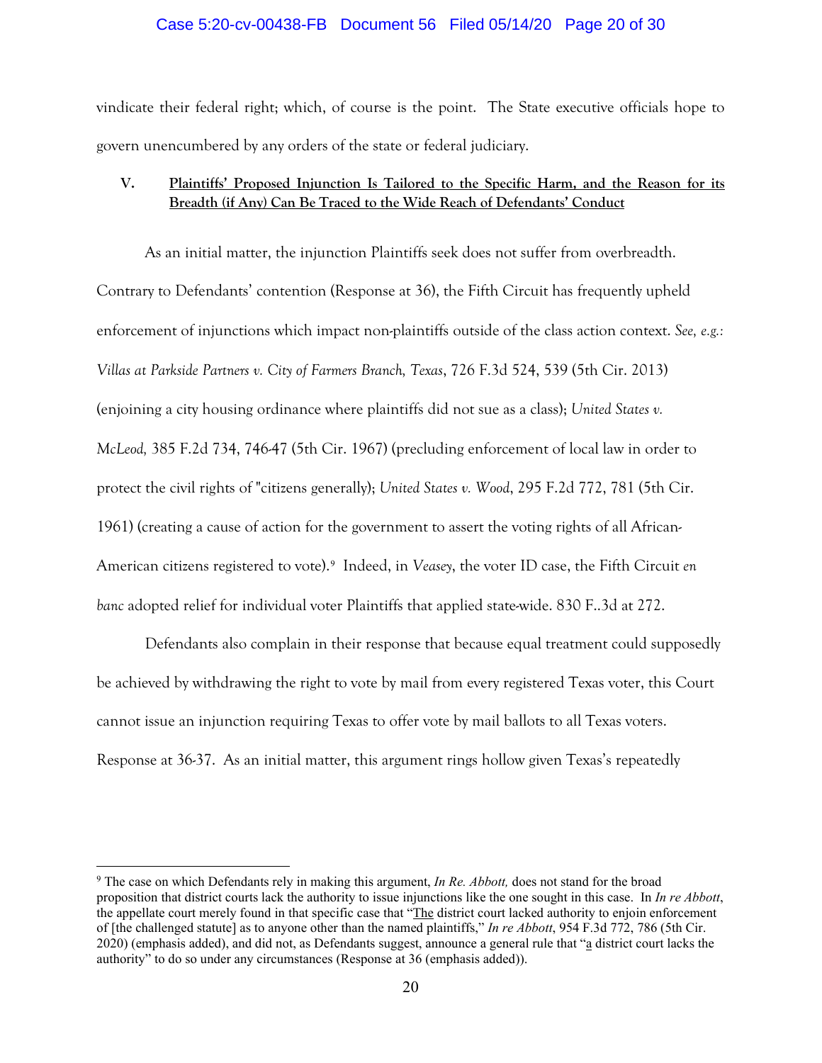vindicate their federal right; which, of course is the point. The State executive officials hope to govern unencumbered by any orders of the state or federal judiciary.

## V. Plaintiffs' Proposed Injunction Is Tailored to the Specific Harm, and the Reason for its Breadth (if Any) Can Be Traced to the Wide Reach of Defendants' Conduct

As an initial matter, the injunction Plaintiffs seek does not suffer from overbreadth. Contrary to Defendants' contention (Response at 36), the Fifth Circuit has frequently upheld enforcement of injunctions which impact non-plaintiffs outside of the class action context. *See, e.g.: Villas at Parkside Partners v. City of Farmers Branch, Texas*, 726 F.3d 524, 539 (5th Cir. 2013) (enjoining a city housing ordinance where plaintiffs did not sue as a class); *United States v. McLeod,* 385 F.2d 734, 746-47 (5th Cir. 1967) (precluding enforcement of local law in order to protect the civil rights of "citizens generally); *United States v. Wood*, 295 F.2d 772, 781 (5th Cir. 1961) (creating a cause of action for the government to assert the voting rights of all African-American citizens registered to vote).[9] Indeed, in *Veasey*, the voter ID case, the Fifth Circuit *en banc* adopted relief for individual voter Plaintiffs that applied state-wide. 830 F..3d at 272.

Defendants also complain in their response that because equal treatment could supposedly be achieved by withdrawing the right to vote by mail from every registered Texas voter, this Court cannot issue an injunction requiring Texas to offer vote by mail ballots to all Texas voters. Response at 36-37. As an initial matter, this argument rings hollow given Texas's repeatedly

---

[9] The case on which Defendants rely in making this argument, *In Re. Abbott,* does not stand for the broad proposition that district courts lack the authority to issue injunctions like the one sought in this case. In *In re Abbott*, the appellate court merely found in that specific case that "The district court lacked authority to enjoin enforcement of [the challenged statute] as to anyone other than the named plaintiffs," *In re Abbott*, 954 F.3d 772, 786 (5th Cir. 2020) (emphasis added), and did not, as Defendants suggest, announce a general rule that "a district court lacks the authority" to do so under any circumstances (Response at 36 (emphasis added)).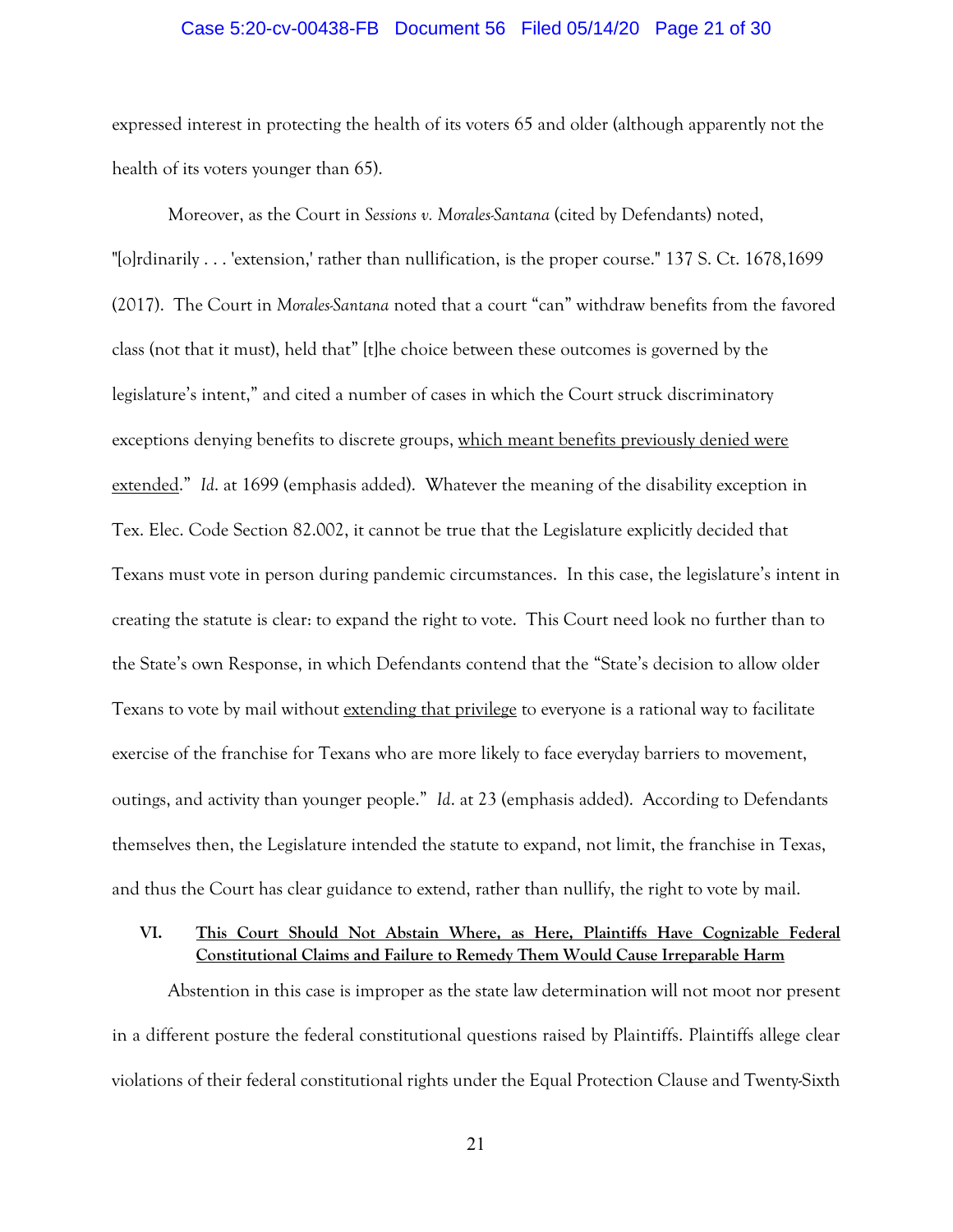expressed interest in protecting the health of its voters 65 and older (although apparently not the health of its voters younger than 65).

Moreover, as the Court in *Sessions v. Morales-Santana* (cited by Defendants) noted, "[o]rdinarily . . . 'extension,' rather than nullification, is the proper course." 137 S. Ct. 1678,1699 (2017). The Court in *Morales-Santana* noted that a court "can" withdraw benefits from the favored class (not that it must), held that" [t]he choice between these outcomes is governed by the legislature's intent," and cited a number of cases in which the Court struck discriminatory exceptions denying benefits to discrete groups, <u>which meant benefits previously denied were extended</u>." *Id.* at 1699 (emphasis added). Whatever the meaning of the disability exception in Tex. Elec. Code Section 82.002, it cannot be true that the Legislature explicitly decided that Texans must vote in person during pandemic circumstances. In this case, the legislature's intent in creating the statute is clear: to expand the right to vote. This Court need look no further than to the State's own Response, in which Defendants contend that the "State's decision to allow older Texans to vote by mail without <u>extending that privilege</u> to everyone is a rational way to facilitate exercise of the franchise for Texans who are more likely to face everyday barriers to movement, outings, and activity than younger people." *Id.* at 23 (emphasis added). According to Defendants themselves then, the Legislature intended the statute to expand, not limit, the franchise in Texas, and thus the Court has clear guidance to extend, rather than nullify, the right to vote by mail.

## VI. <u>This Court Should Not Abstain Where, as Here, Plaintiffs Have Cognizable Federal Constitutional Claims and Failure to Remedy Them Would Cause Irreparable Harm</u>

Abstention in this case is improper as the state law determination will not moot nor present in a different posture the federal constitutional questions raised by Plaintiffs. Plaintiffs allege clear violations of their federal constitutional rights under the Equal Protection Clause and Twenty-Sixth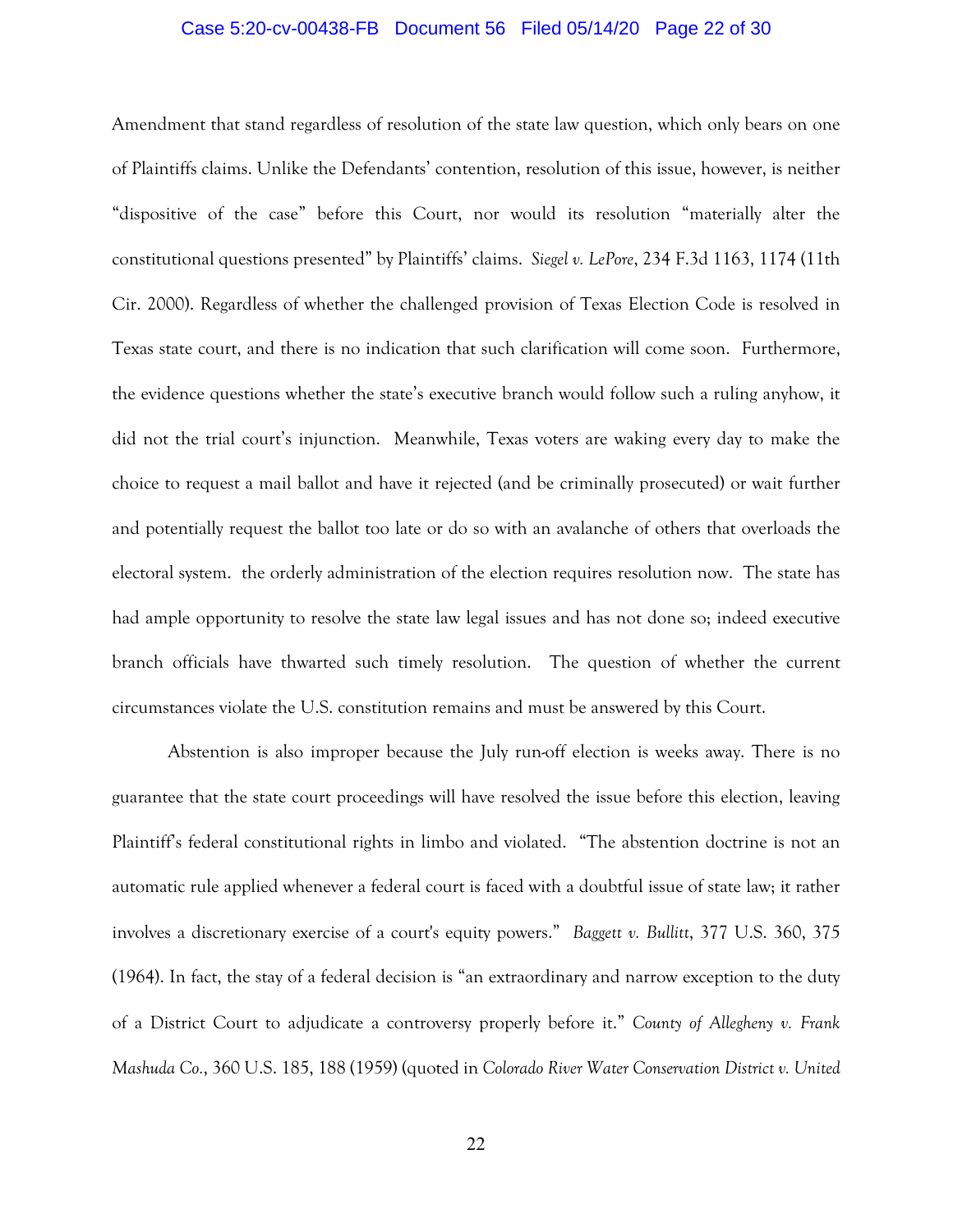Amendment that stand regardless of resolution of the state law question, which only bears on one of Plaintiffs claims. Unlike the Defendants' contention, resolution of this issue, however, is neither "dispositive of the case" before this Court, nor would its resolution "materially alter the constitutional questions presented" by Plaintiffs' claims. *Siegel v. LePore*, 234 F.3d 1163, 1174 (11th Cir. 2000). Regardless of whether the challenged provision of Texas Election Code is resolved in Texas state court, and there is no indication that such clarification will come soon. Furthermore, the evidence questions whether the state's executive branch would follow such a ruling anyhow, it did not the trial court's injunction. Meanwhile, Texas voters are waking every day to make the choice to request a mail ballot and have it rejected (and be criminally prosecuted) or wait further and potentially request the ballot too late or do so with an avalanche of others that overloads the electoral system. the orderly administration of the election requires resolution now. The state has had ample opportunity to resolve the state law legal issues and has not done so; indeed executive branch officials have thwarted such timely resolution. The question of whether the current circumstances violate the U.S. constitution remains and must be answered by this Court.

Abstention is also improper because the July run-off election is weeks away. There is no guarantee that the state court proceedings will have resolved the issue before this election, leaving Plaintiff's federal constitutional rights in limbo and violated. "The abstention doctrine is not an automatic rule applied whenever a federal court is faced with a doubtful issue of state law; it rather involves a discretionary exercise of a court's equity powers." *Baggett v. Bullitt*, 377 U.S. 360, 375 (1964). In fact, the stay of a federal decision is "an extraordinary and narrow exception to the duty of a District Court to adjudicate a controversy properly before it." *County of Allegheny v. Frank Mashuda Co.*, 360 U.S. 185, 188 (1959) (quoted in *Colorado River Water Conservation District v. United*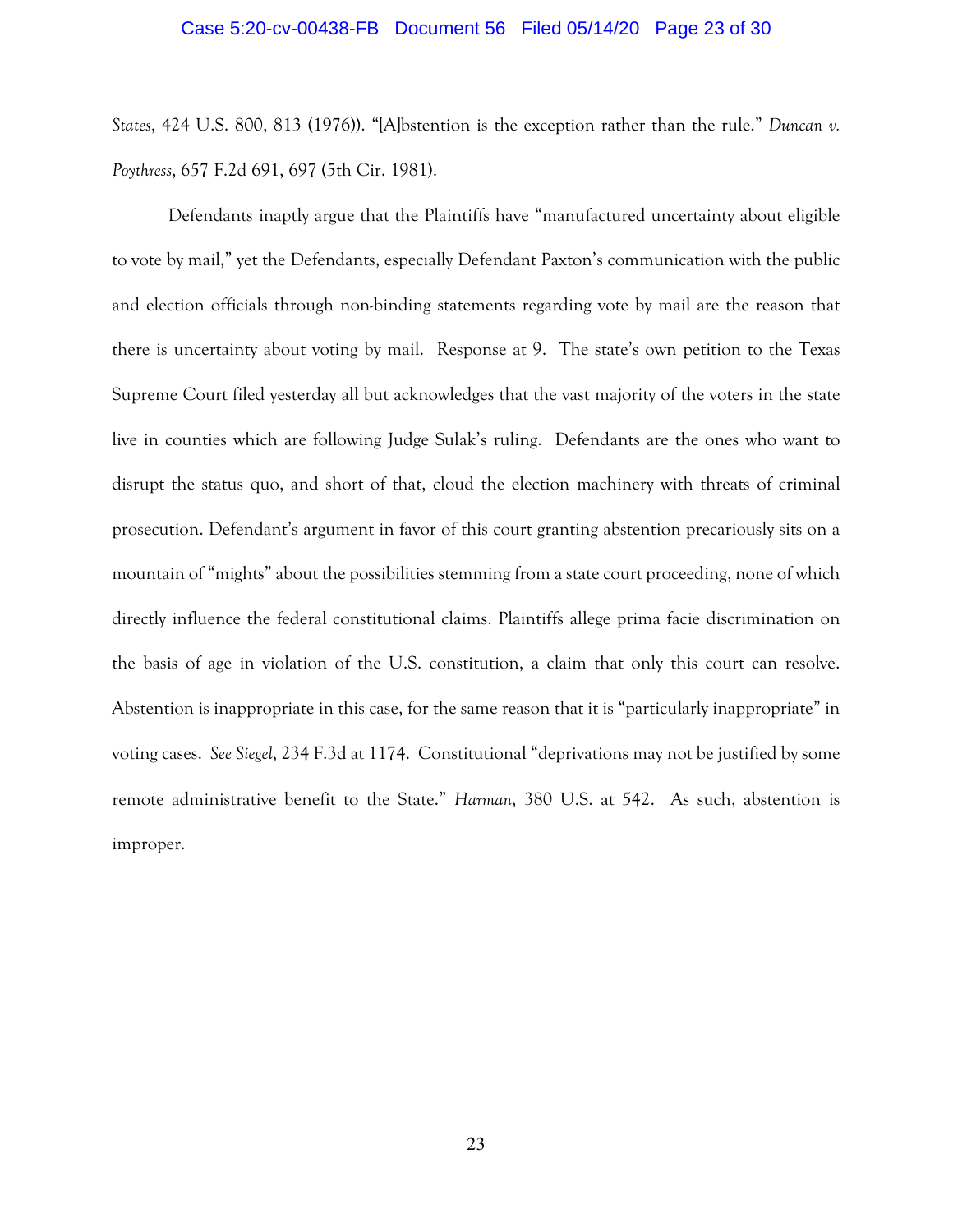*States*, 424 U.S. 800, 813 (1976)). "[A]bstention is the exception rather than the rule." *Duncan v. Poythress*, 657 F.2d 691, 697 (5th Cir. 1981).

Defendants inaptly argue that the Plaintiffs have "manufactured uncertainty about eligible to vote by mail," yet the Defendants, especially Defendant Paxton's communication with the public and election officials through non-binding statements regarding vote by mail are the reason that there is uncertainty about voting by mail. Response at 9. The state's own petition to the Texas Supreme Court filed yesterday all but acknowledges that the vast majority of the voters in the state live in counties which are following Judge Sulak's ruling. Defendants are the ones who want to disrupt the status quo, and short of that, cloud the election machinery with threats of criminal prosecution. Defendant's argument in favor of this court granting abstention precariously sits on a mountain of "mights" about the possibilities stemming from a state court proceeding, none of which directly influence the federal constitutional claims. Plaintiffs allege prima facie discrimination on the basis of age in violation of the U.S. constitution, a claim that only this court can resolve. Abstention is inappropriate in this case, for the same reason that it is "particularly inappropriate" in voting cases. *See Siegel*, 234 F.3d at 1174. Constitutional "deprivations may not be justified by some remote administrative benefit to the State." *Harman*, 380 U.S. at 542. As such, abstention is improper.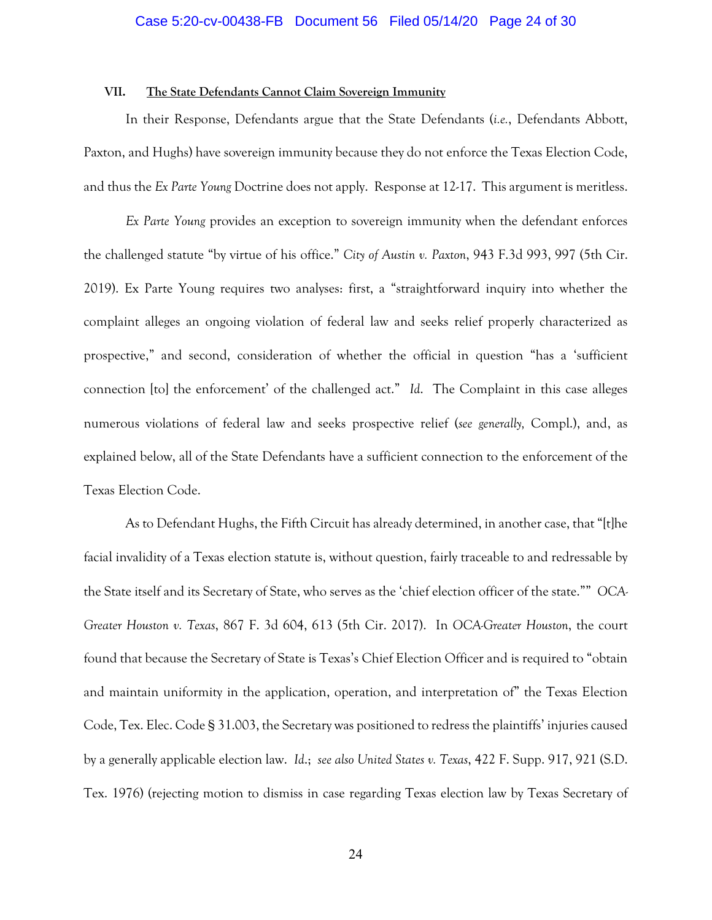### VII. The State Defendants Cannot Claim Sovereign Immunity

In their Response, Defendants argue that the State Defendants (*i.e.*, Defendants Abbott, Paxton, and Hughs) have sovereign immunity because they do not enforce the Texas Election Code, and thus the *Ex Parte Young* Doctrine does not apply. Response at 12-17. This argument is meritless.

*Ex Parte Young* provides an exception to sovereign immunity when the defendant enforces the challenged statute "by virtue of his office." *City of Austin v. Paxton*, 943 F.3d 993, 997 (5th Cir. 2019). Ex Parte Young requires two analyses: first, a "straightforward inquiry into whether the complaint alleges an ongoing violation of federal law and seeks relief properly characterized as prospective," and second, consideration of whether the official in question "has a 'sufficient connection [to] the enforcement' of the challenged act." *Id.* The Complaint in this case alleges numerous violations of federal law and seeks prospective relief (*see generally,* Compl.), and, as explained below, all of the State Defendants have a sufficient connection to the enforcement of the Texas Election Code.

As to Defendant Hughs, the Fifth Circuit has already determined, in another case, that "[t]he facial invalidity of a Texas election statute is, without question, fairly traceable to and redressable by the State itself and its Secretary of State, who serves as the 'chief election officer of the state.'" *OCA-Greater Houston v. Texas*, 867 F. 3d 604, 613 (5th Cir. 2017). In *OCA-Greater Houston*, the court found that because the Secretary of State is Texas's Chief Election Officer and is required to "obtain and maintain uniformity in the application, operation, and interpretation of" the Texas Election Code, Tex. Elec. Code § 31.003, the Secretary was positioned to redress the plaintiffs' injuries caused by a generally applicable election law. *Id.*; *see also United States v. Texas*, 422 F. Supp. 917, 921 (S.D. Tex. 1976) (rejecting motion to dismiss in case regarding Texas election law by Texas Secretary of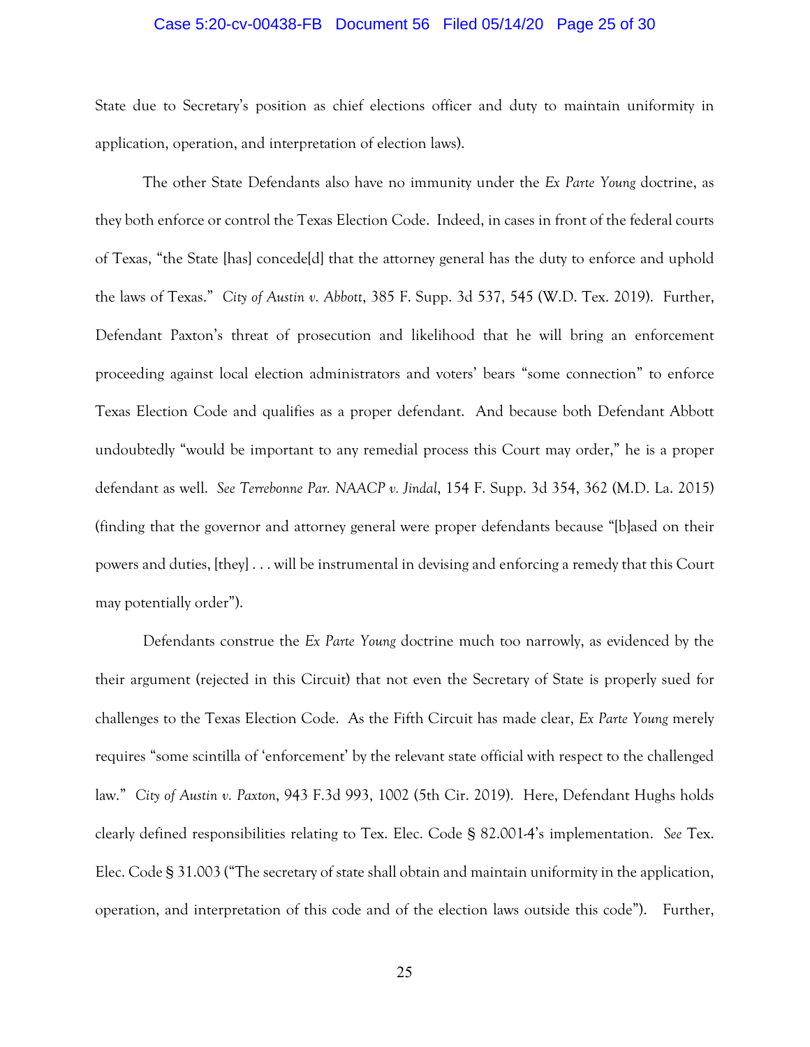State due to Secretary's position as chief elections officer and duty to maintain uniformity in application, operation, and interpretation of election laws).

The other State Defendants also have no immunity under the *Ex Parte Young* doctrine, as they both enforce or control the Texas Election Code. Indeed, in cases in front of the federal courts of Texas, "the State [has] concede[d] that the attorney general has the duty to enforce and uphold the laws of Texas." *City of Austin v. Abbott*, 385 F. Supp. 3d 537, 545 (W.D. Tex. 2019). Further, Defendant Paxton's threat of prosecution and likelihood that he will bring an enforcement proceeding against local election administrators and voters' bears "some connection" to enforce Texas Election Code and qualifies as a proper defendant. And because both Defendant Abbott undoubtedly "would be important to any remedial process this Court may order," he is a proper defendant as well. *See Terrebonne Par. NAACP v. Jindal*, 154 F. Supp. 3d 354, 362 (M.D. La. 2015) (finding that the governor and attorney general were proper defendants because "[b]ased on their powers and duties, [they] . . . will be instrumental in devising and enforcing a remedy that this Court may potentially order").

Defendants construe the *Ex Parte Young* doctrine much too narrowly, as evidenced by the their argument (rejected in this Circuit) that not even the Secretary of State is properly sued for challenges to the Texas Election Code. As the Fifth Circuit has made clear, *Ex Parte Young* merely requires "some scintilla of 'enforcement' by the relevant state official with respect to the challenged law." *City of Austin v. Paxton*, 943 F.3d 993, 1002 (5th Cir. 2019). Here, Defendant Hughs holds clearly defined responsibilities relating to Tex. Elec. Code § 82.001-4's implementation. *See* Tex. Elec. Code § 31.003 ("The secretary of state shall obtain and maintain uniformity in the application, operation, and interpretation of this code and of the election laws outside this code"). Further,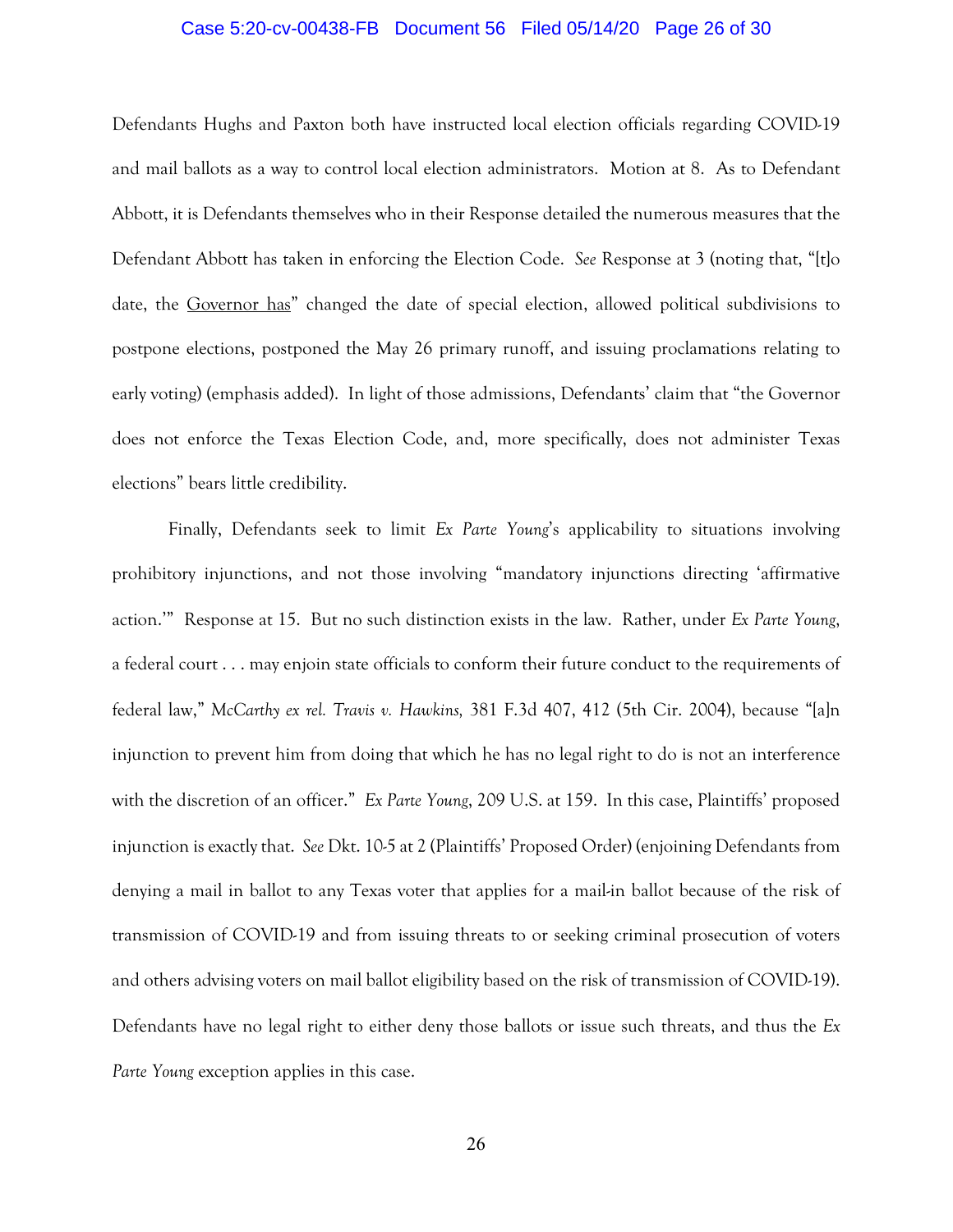Defendants Hughs and Paxton both have instructed local election officials regarding COVID-19 and mail ballots as a way to control local election administrators. Motion at 8. As to Defendant Abbott, it is Defendants themselves who in their Response detailed the numerous measures that the Defendant Abbott has taken in enforcing the Election Code. *See* Response at 3 (noting that, "[t]o date, the <u>Governor has</u>" changed the date of special election, allowed political subdivisions to postpone elections, postponed the May 26 primary runoff, and issuing proclamations relating to early voting) (emphasis added). In light of those admissions, Defendants' claim that "the Governor does not enforce the Texas Election Code, and, more specifically, does not administer Texas elections" bears little credibility.

Finally, Defendants seek to limit *Ex Parte Young*'s applicability to situations involving prohibitory injunctions, and not those involving "mandatory injunctions directing 'affirmative action.'" Response at 15. But no such distinction exists in the law. Rather, under *Ex Parte Young*, a federal court . . . may enjoin state officials to conform their future conduct to the requirements of federal law," *McCarthy ex rel. Travis v. Hawkins,* 381 F.3d 407, 412 (5th Cir. 2004), because "[a]n injunction to prevent him from doing that which he has no legal right to do is not an interference with the discretion of an officer." *Ex Parte Young*, 209 U.S. at 159. In this case, Plaintiffs' proposed injunction is exactly that. *See* Dkt. 10-5 at 2 (Plaintiffs' Proposed Order) (enjoining Defendants from denying a mail in ballot to any Texas voter that applies for a mail-in ballot because of the risk of transmission of COVID-19 and from issuing threats to or seeking criminal prosecution of voters and others advising voters on mail ballot eligibility based on the risk of transmission of COVID-19). Defendants have no legal right to either deny those ballots or issue such threats, and thus the *Ex Parte Young* exception applies in this case.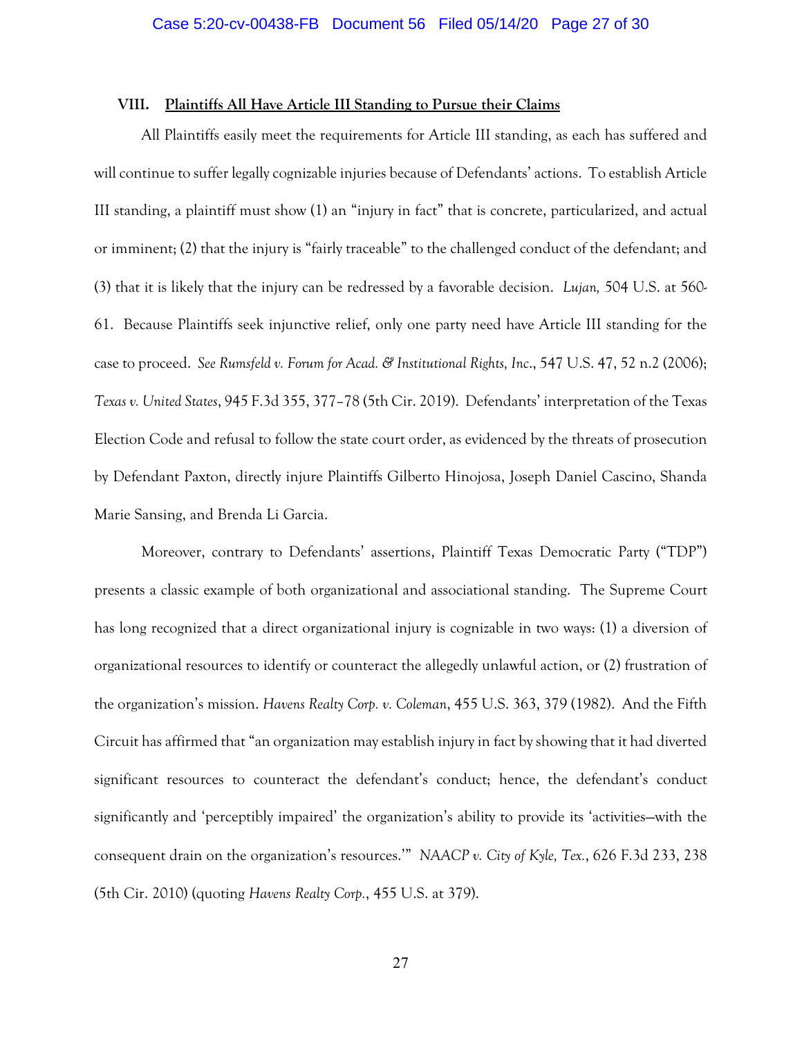## VIII. Plaintiffs All Have Article III Standing to Pursue their Claims

All Plaintiffs easily meet the requirements for Article III standing, as each has suffered and will continue to suffer legally cognizable injuries because of Defendants' actions. To establish Article III standing, a plaintiff must show (1) an "injury in fact" that is concrete, particularized, and actual or imminent; (2) that the injury is "fairly traceable" to the challenged conduct of the defendant; and (3) that it is likely that the injury can be redressed by a favorable decision. *Lujan,* 504 U.S. at 560-61. Because Plaintiffs seek injunctive relief, only one party need have Article III standing for the case to proceed. *See Rumsfeld v. Forum for Acad. & Institutional Rights, Inc*., 547 U.S. 47, 52 n.2 (2006); *Texas v. United States*, 945 F.3d 355, 377–78 (5th Cir. 2019). Defendants' interpretation of the Texas Election Code and refusal to follow the state court order, as evidenced by the threats of prosecution by Defendant Paxton, directly injure Plaintiffs Gilberto Hinojosa, Joseph Daniel Cascino, Shanda Marie Sansing, and Brenda Li Garcia.

Moreover, contrary to Defendants' assertions, Plaintiff Texas Democratic Party ("TDP") presents a classic example of both organizational and associational standing. The Supreme Court has long recognized that a direct organizational injury is cognizable in two ways: (1) a diversion of organizational resources to identify or counteract the allegedly unlawful action, or (2) frustration of the organization's mission. *Havens Realty Corp. v. Coleman*, 455 U.S. 363, 379 (1982). And the Fifth Circuit has affirmed that "an organization may establish injury in fact by showing that it had diverted significant resources to counteract the defendant's conduct; hence, the defendant's conduct significantly and 'perceptibly impaired' the organization's ability to provide its 'activities—with the consequent drain on the organization's resources.'" *NAACP v. City of Kyle, Tex.*, 626 F.3d 233, 238 (5th Cir. 2010) (quoting *Havens Realty Corp.*, 455 U.S. at 379).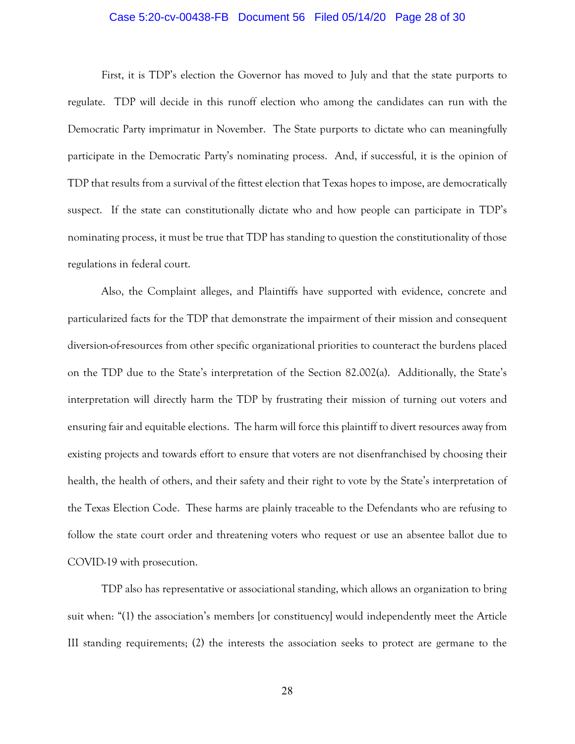First, it is TDP's election the Governor has moved to July and that the state purports to regulate. TDP will decide in this runoff election who among the candidates can run with the Democratic Party imprimatur in November. The State purports to dictate who can meaningfully participate in the Democratic Party's nominating process. And, if successful, it is the opinion of TDP that results from a survival of the fittest election that Texas hopes to impose, are democratically suspect. If the state can constitutionally dictate who and how people can participate in TDP's nominating process, it must be true that TDP has standing to question the constitutionality of those regulations in federal court.

Also, the Complaint alleges, and Plaintiffs have supported with evidence, concrete and particularized facts for the TDP that demonstrate the impairment of their mission and consequent diversion-of-resources from other specific organizational priorities to counteract the burdens placed on the TDP due to the State's interpretation of the Section 82.002(a). Additionally, the State's interpretation will directly harm the TDP by frustrating their mission of turning out voters and ensuring fair and equitable elections. The harm will force this plaintiff to divert resources away from existing projects and towards effort to ensure that voters are not disenfranchised by choosing their health, the health of others, and their safety and their right to vote by the State's interpretation of the Texas Election Code. These harms are plainly traceable to the Defendants who are refusing to follow the state court order and threatening voters who request or use an absentee ballot due to COVID-19 with prosecution.

TDP also has representative or associational standing, which allows an organization to bring suit when: "(1) the association's members [or constituency] would independently meet the Article III standing requirements; (2) the interests the association seeks to protect are germane to the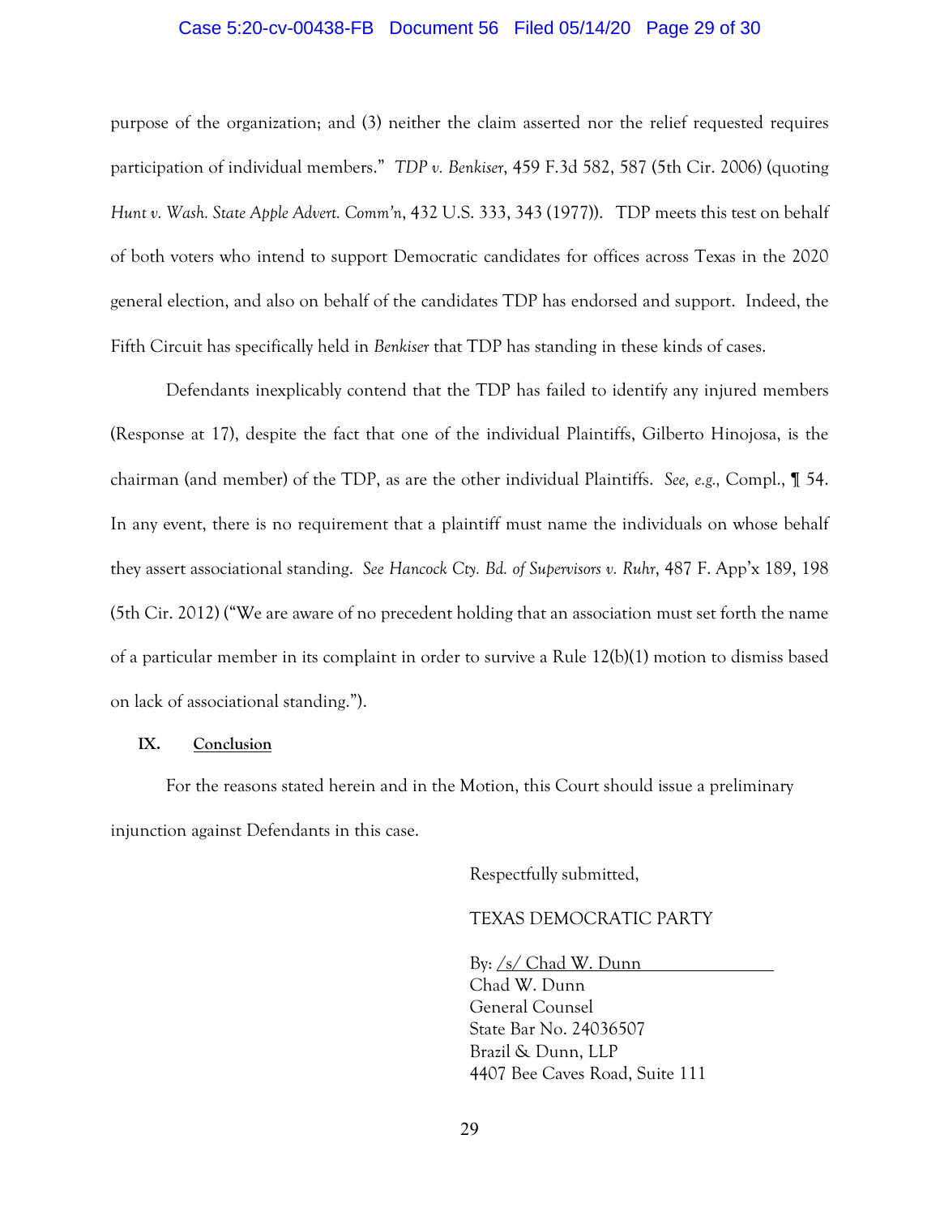purpose of the organization; and (3) neither the claim asserted nor the relief requested requires participation of individual members." *TDP v. Benkiser*, 459 F.3d 582, 587 (5th Cir. 2006) (quoting *Hunt v. Wash. State Apple Advert. Comm'n*, 432 U.S. 333, 343 (1977)). TDP meets this test on behalf of both voters who intend to support Democratic candidates for offices across Texas in the 2020 general election, and also on behalf of the candidates TDP has endorsed and support. Indeed, the Fifth Circuit has specifically held in *Benkiser* that TDP has standing in these kinds of cases.

Defendants inexplicably contend that the TDP has failed to identify any injured members (Response at 17), despite the fact that one of the individual Plaintiffs, Gilberto Hinojosa, is the chairman (and member) of the TDP, as are the other individual Plaintiffs. *See, e.g.,* Compl., ¶ 54. In any event, there is no requirement that a plaintiff must name the individuals on whose behalf they assert associational standing. *See Hancock Cty. Bd. of Supervisors v. Ruhr*, 487 F. App'x 189, 198 (5th Cir. 2012) ("We are aware of no precedent holding that an association must set forth the name of a particular member in its complaint in order to survive a Rule 12(b)(1) motion to dismiss based on lack of associational standing.").

## IX. Conclusion

For the reasons stated herein and in the Motion, this Court should issue a preliminary injunction against Defendants in this case.

Respectfully submitted,

TEXAS DEMOCRATIC PARTY

By: /s/ Chad W. Dunn
Chad W. Dunn
General Counsel
State Bar No. 24036507
Brazil & Dunn, LLP
4407 Bee Caves Road, Suite 111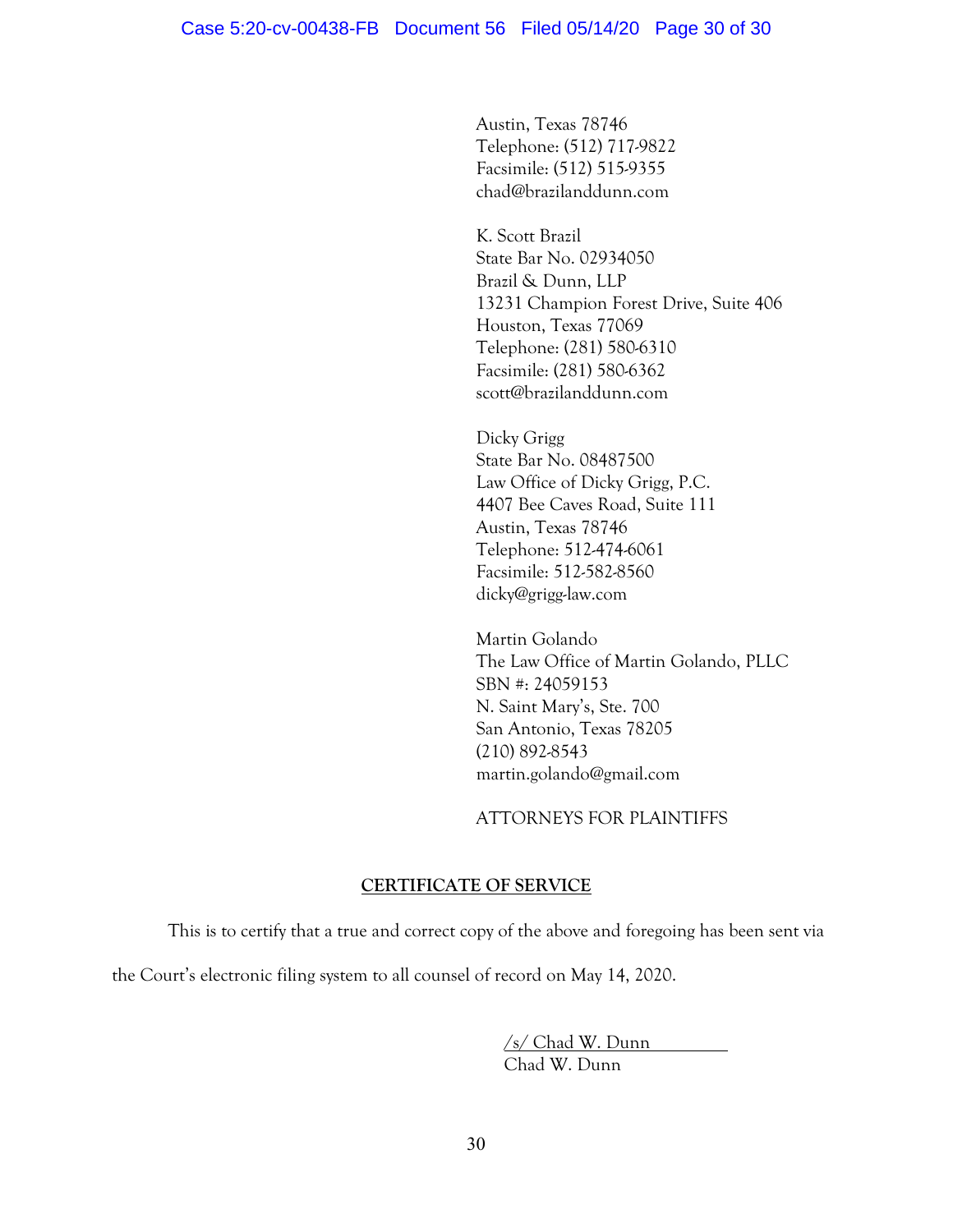Austin, Texas 78746
Telephone: (512) 717-9822
Facsimile: (512) 515-9355
chad@brazilanddunn.com

K. Scott Brazil
State Bar No. 02934050
Brazil & Dunn, LLP
13231 Champion Forest Drive, Suite 406
Houston, Texas 77069
Telephone: (281) 580-6310
Facsimile: (281) 580-6362
scott@brazilanddunn.com

Dicky Grigg
State Bar No. 08487500
Law Office of Dicky Grigg, P.C.
4407 Bee Caves Road, Suite 111
Austin, Texas 78746
Telephone: 512-474-6061
Facsimile: 512-582-8560
dicky@grigg-law.com

Martin Golando
The Law Office of Martin Golando, PLLC
SBN #: 24059153
N. Saint Mary's, Ste. 700
San Antonio, Texas 78205
(210) 892-8543
martin.golando@gmail.com

ATTORNEYS FOR PLAINTIFFS

**CERTIFICATE OF SERVICE**

This is to certify that a true and correct copy of the above and foregoing has been sent via the Court's electronic filing system to all counsel of record on May 14, 2020.

/s/ Chad W. Dunn
Chad W. Dunn